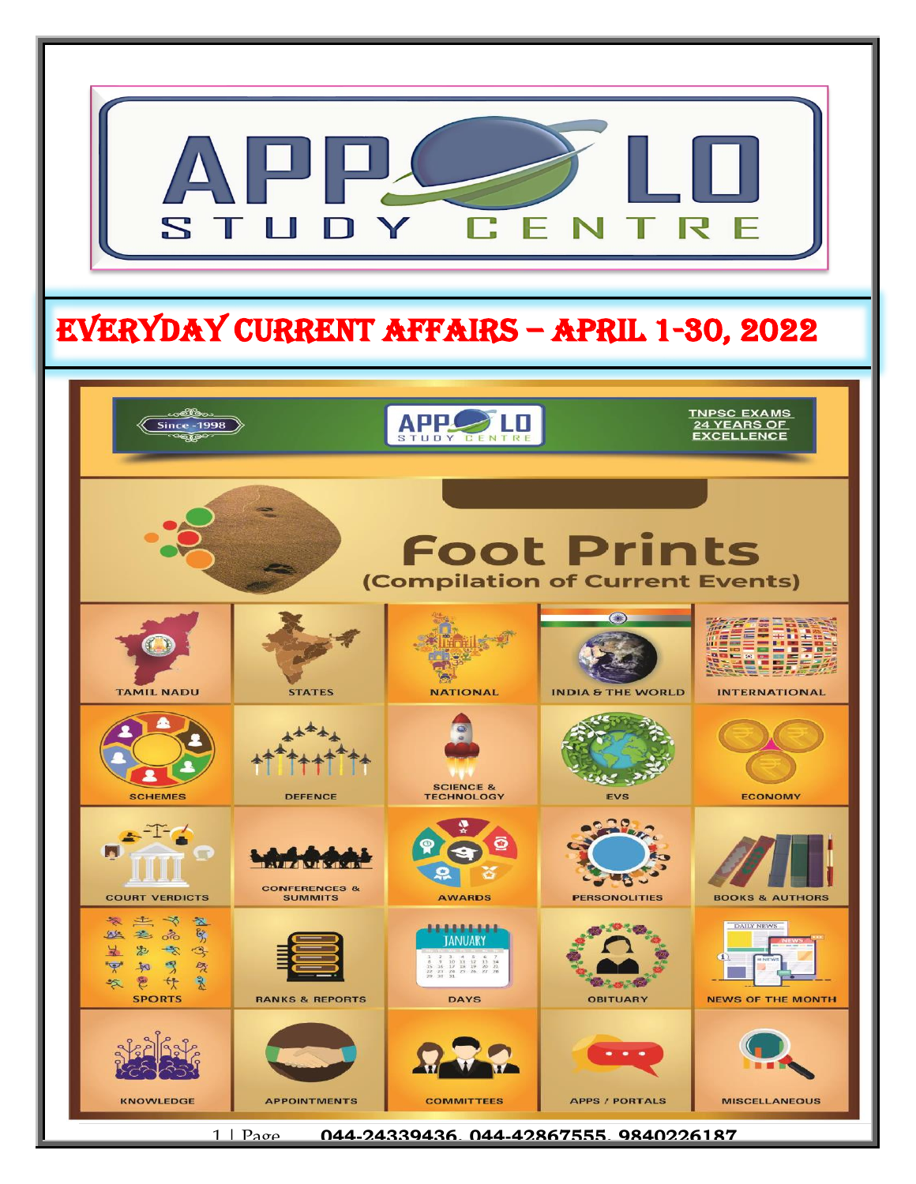# APPOLO STUDY CENTRE

## EVERYDAY CURRENT AFFAIRS – APRIL 1-30, 2022

Since -1998

APPOLO STUDY CENTRE

TNPSC EXAMS 24 YEARS OF EXCELLENCE

### Foot Prints
(Compilation of Current Events)

| | | | | |
|---|---|---|---|---|
| TAMIL NADU | STATES | NATIONAL | INDIA & THE WORLD | INTERNATIONAL |
| SCHEMES | DEFENCE | SCIENCE & TECHNOLOGY | EVS | ECONOMY |
| COURT VERDICTS | CONFERENCES & SUMMITS | AWARDS | PERSONOLITIES | BOOKS & AUTHORS |
| SPORTS | RANKS & REPORTS | DAYS | OBITUARY | NEWS OF THE MONTH |
| KNOWLEDGE | APPOINTMENTS | COMMITTEES | APPS / PORTALS | MISCELLANEOUS |

044-24339436, 044-42867555, 9840226187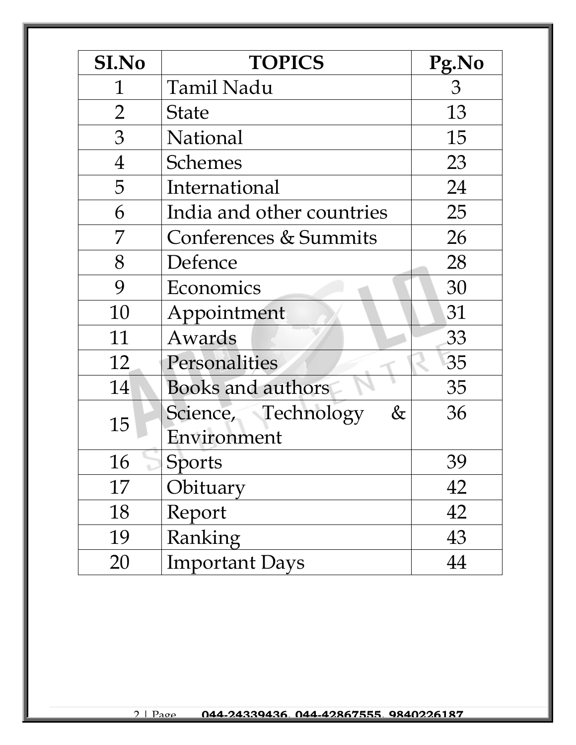| SI.No | TOPICS | Pg.No |
|---|---|---|
| 1 | Tamil Nadu | 3 |
| 2 | State | 13 |
| 3 | National | 15 |
| 4 | Schemes | 23 |
| 5 | International | 24 |
| 6 | India and other countries | 25 |
| 7 | Conferences & Summits | 26 |
| 8 | Defence | 28 |
| 9 | Economics | 30 |
| 10 | Appointment | 31 |
| 11 | Awards | 33 |
| 12 | Personalities | 35 |
| 14 | Books and authors | 35 |
| 15 | Science, Technology & Environment | 36 |
| 16 | Sports | 39 |
| 17 | Obituary | 42 |
| 18 | Report | 42 |
| 19 | Ranking | 43 |
| 20 | Important Days | 44 |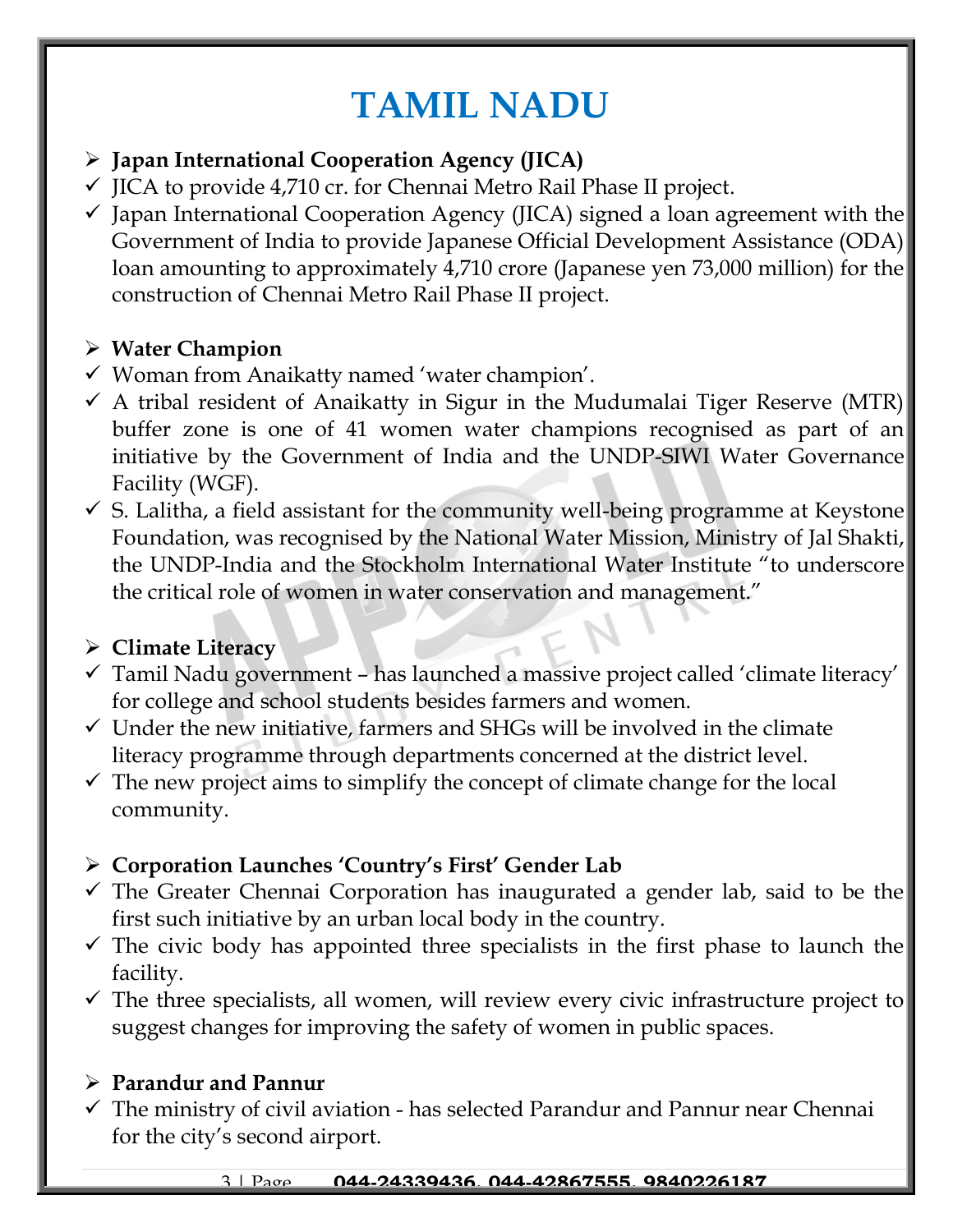# TAMIL NADU

- **Japan International Cooperation Agency (JICA)**
  - ✓ JICA to provide 4,710 cr. for Chennai Metro Rail Phase II project.
  - ✓ Japan International Cooperation Agency (JICA) signed a loan agreement with the Government of India to provide Japanese Official Development Assistance (ODA) loan amounting to approximately 4,710 crore (Japanese yen 73,000 million) for the construction of Chennai Metro Rail Phase II project.

- **Water Champion**
  - ✓ Woman from Anaikatty named 'water champion'.
  - ✓ A tribal resident of Anaikatty in Sigur in the Mudumalai Tiger Reserve (MTR) buffer zone is one of 41 women water champions recognised as part of an initiative by the Government of India and the UNDP-SIWI Water Governance Facility (WGF).
  - ✓ S. Lalitha, a field assistant for the community well-being programme at Keystone Foundation, was recognised by the National Water Mission, Ministry of Jal Shakti, the UNDP-India and the Stockholm International Water Institute "to underscore the critical role of women in water conservation and management."

- **Climate Literacy**
  - ✓ Tamil Nadu government – has launched a massive project called 'climate literacy' for college and school students besides farmers and women.
  - ✓ Under the new initiative, farmers and SHGs will be involved in the climate literacy programme through departments concerned at the district level.
  - ✓ The new project aims to simplify the concept of climate change for the local community.

- **Corporation Launches 'Country's First' Gender Lab**
  - ✓ The Greater Chennai Corporation has inaugurated a gender lab, said to be the first such initiative by an urban local body in the country.
  - ✓ The civic body has appointed three specialists in the first phase to launch the facility.
  - ✓ The three specialists, all women, will review every civic infrastructure project to suggest changes for improving the safety of women in public spaces.

- **Parandur and Pannur**
  - ✓ The ministry of civil aviation - has selected Parandur and Pannur near Chennai for the city's second airport.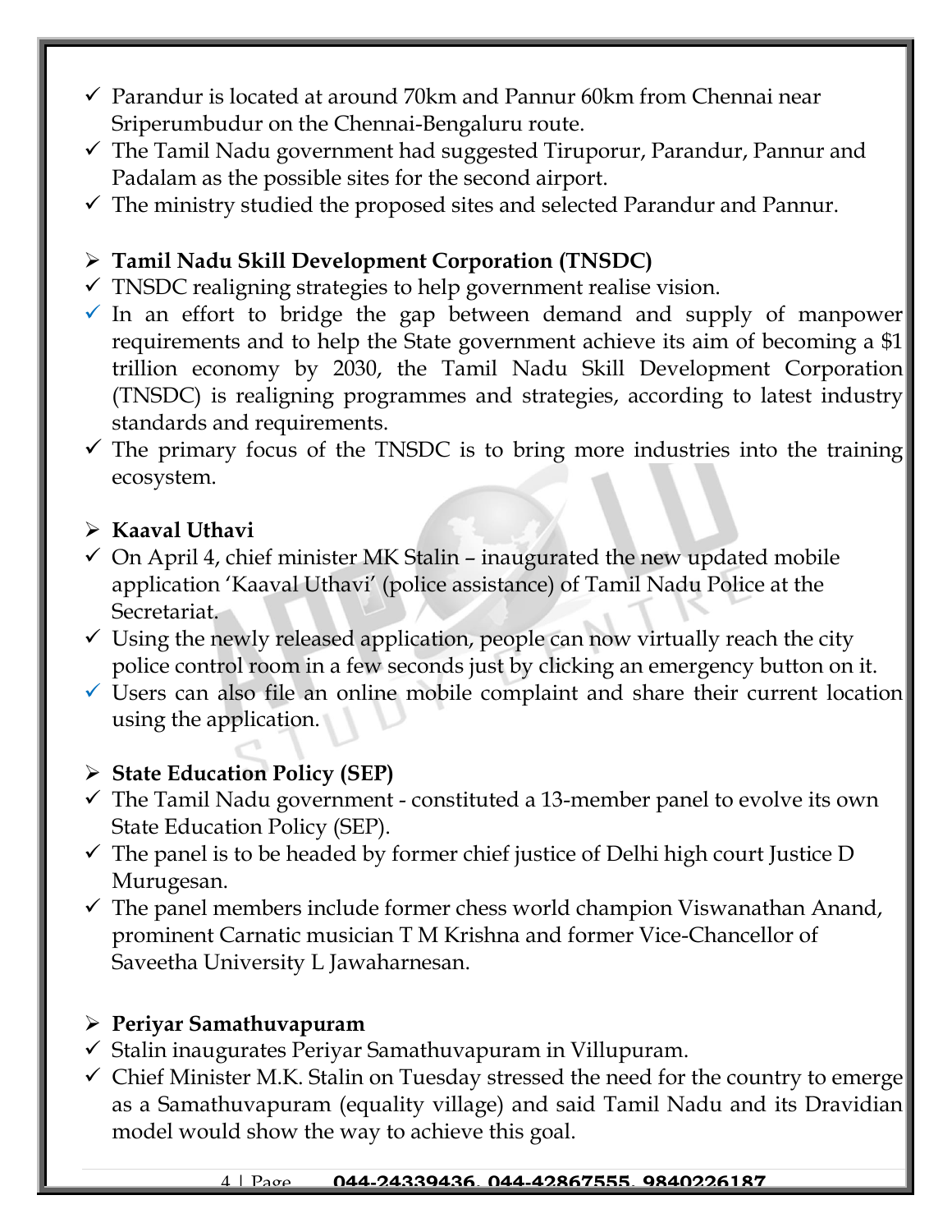- ✓ Parandur is located at around 70km and Pannur 60km from Chennai near Sriperumbudur on the Chennai-Bengaluru route.
- ✓ The Tamil Nadu government had suggested Tiruporur, Parandur, Pannur and Padalam as the possible sites for the second airport.
- ✓ The ministry studied the proposed sites and selected Parandur and Pannur.

### ➢ **Tamil Nadu Skill Development Corporation (TNSDC)**

- ✓ TNSDC realigning strategies to help government realise vision.
- ✓ In an effort to bridge the gap between demand and supply of manpower requirements and to help the State government achieve its aim of becoming a $1 trillion economy by 2030, the Tamil Nadu Skill Development Corporation (TNSDC) is realigning programmes and strategies, according to latest industry standards and requirements.
- ✓ The primary focus of the TNSDC is to bring more industries into the training ecosystem.

### ➢ **Kaaval Uthavi**

- ✓ On April 4, chief minister MK Stalin – inaugurated the new updated mobile application 'Kaaval Uthavi' (police assistance) of Tamil Nadu Police at the Secretariat.
- ✓ Using the newly released application, people can now virtually reach the city police control room in a few seconds just by clicking an emergency button on it.
- ✓ Users can also file an online mobile complaint and share their current location using the application.

### ➢ **State Education Policy (SEP)**

- ✓ The Tamil Nadu government - constituted a 13-member panel to evolve its own State Education Policy (SEP).
- ✓ The panel is to be headed by former chief justice of Delhi high court Justice D Murugesan.
- ✓ The panel members include former chess world champion Viswanathan Anand, prominent Carnatic musician T M Krishna and former Vice-Chancellor of Saveetha University L Jawaharnesan.

### ➢ **Periyar Samathuvapuram**

- ✓ Stalin inaugurates Periyar Samathuvapuram in Villupuram.
- ✓ Chief Minister M.K. Stalin on Tuesday stressed the need for the country to emerge as a Samathuvapuram (equality village) and said Tamil Nadu and its Dravidian model would show the way to achieve this goal.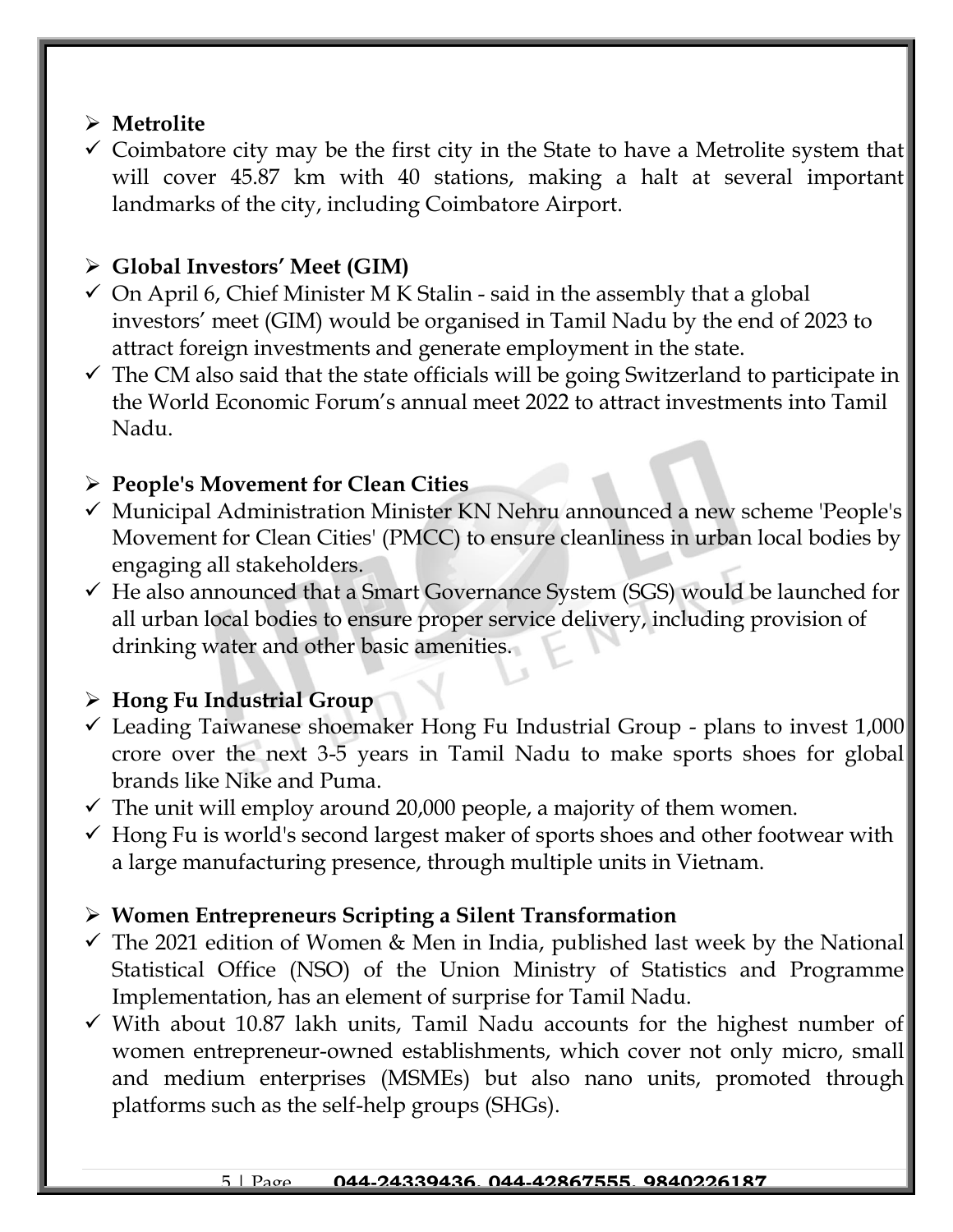- **Metrolite**
  - ✓ Coimbatore city may be the first city in the State to have a Metrolite system that will cover 45.87 km with 40 stations, making a halt at several important landmarks of the city, including Coimbatore Airport.

- **Global Investors' Meet (GIM)**
  - ✓ On April 6, Chief Minister M K Stalin - said in the assembly that a global investors' meet (GIM) would be organised in Tamil Nadu by the end of 2023 to attract foreign investments and generate employment in the state.
  - ✓ The CM also said that the state officials will be going Switzerland to participate in the World Economic Forum's annual meet 2022 to attract investments into Tamil Nadu.

- **People's Movement for Clean Cities**
  - ✓ Municipal Administration Minister KN Nehru announced a new scheme 'People's Movement for Clean Cities' (PMCC) to ensure cleanliness in urban local bodies by engaging all stakeholders.
  - ✓ He also announced that a Smart Governance System (SGS) would be launched for all urban local bodies to ensure proper service delivery, including provision of drinking water and other basic amenities.

- **Hong Fu Industrial Group**
  - ✓ Leading Taiwanese shoemaker Hong Fu Industrial Group - plans to invest 1,000 crore over the next 3-5 years in Tamil Nadu to make sports shoes for global brands like Nike and Puma.
  - ✓ The unit will employ around 20,000 people, a majority of them women.
  - ✓ Hong Fu is world's second largest maker of sports shoes and other footwear with a large manufacturing presence, through multiple units in Vietnam.

- **Women Entrepreneurs Scripting a Silent Transformation**
  - ✓ The 2021 edition of Women & Men in India, published last week by the National Statistical Office (NSO) of the Union Ministry of Statistics and Programme Implementation, has an element of surprise for Tamil Nadu.
  - ✓ With about 10.87 lakh units, Tamil Nadu accounts for the highest number of women entrepreneur-owned establishments, which cover not only micro, small and medium enterprises (MSMEs) but also nano units, promoted through platforms such as the self-help groups (SHGs).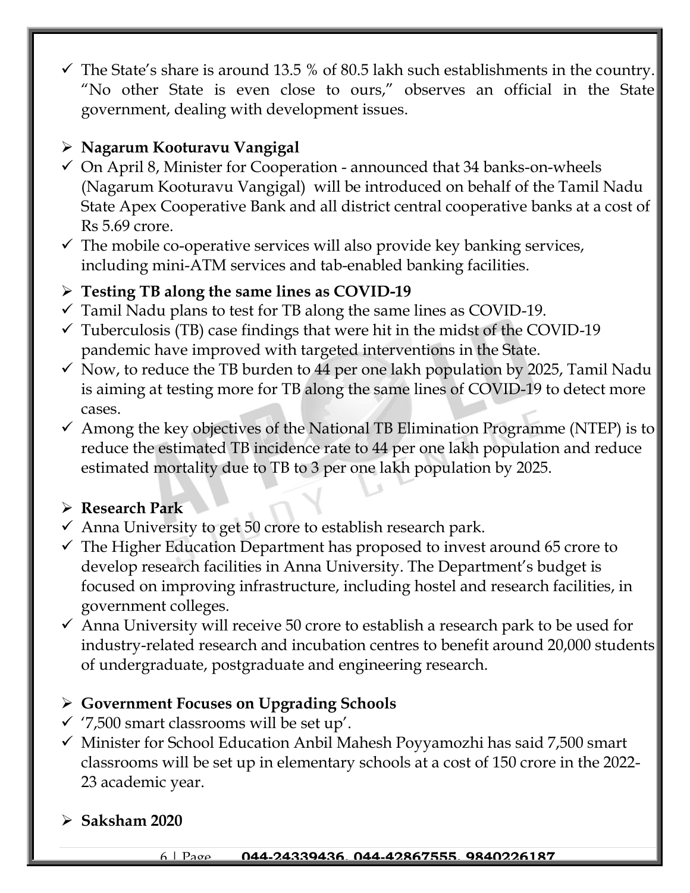- ✓ The State's share is around 13.5 % of 80.5 lakh such establishments in the country. "No other State is even close to ours," observes an official in the State government, dealing with development issues.

### ➢ Nagarum Kooturavu Vangigal

- ✓ On April 8, Minister for Cooperation - announced that 34 banks-on-wheels (Nagarum Kooturavu Vangigal) will be introduced on behalf of the Tamil Nadu State Apex Cooperative Bank and all district central cooperative banks at a cost of Rs 5.69 crore.
- ✓ The mobile co-operative services will also provide key banking services, including mini-ATM services and tab-enabled banking facilities.

### ➢ Testing TB along the same lines as COVID-19

- ✓ Tamil Nadu plans to test for TB along the same lines as COVID-19.
- ✓ Tuberculosis (TB) case findings that were hit in the midst of the COVID-19 pandemic have improved with targeted interventions in the State.
- ✓ Now, to reduce the TB burden to 44 per one lakh population by 2025, Tamil Nadu is aiming at testing more for TB along the same lines of COVID-19 to detect more cases.
- ✓ Among the key objectives of the National TB Elimination Programme (NTEP) is to reduce the estimated TB incidence rate to 44 per one lakh population and reduce estimated mortality due to TB to 3 per one lakh population by 2025.

### ➢ Research Park

- ✓ Anna University to get 50 crore to establish research park.
- ✓ The Higher Education Department has proposed to invest around 65 crore to develop research facilities in Anna University. The Department's budget is focused on improving infrastructure, including hostel and research facilities, in government colleges.
- ✓ Anna University will receive 50 crore to establish a research park to be used for industry-related research and incubation centres to benefit around 20,000 students of undergraduate, postgraduate and engineering research.

### ➢ Government Focuses on Upgrading Schools

- ✓ '7,500 smart classrooms will be set up'.
- ✓ Minister for School Education Anbil Mahesh Poyyamozhi has said 7,500 smart classrooms will be set up in elementary schools at a cost of 150 crore in the 2022-23 academic year.

### ➢ Saksham 2020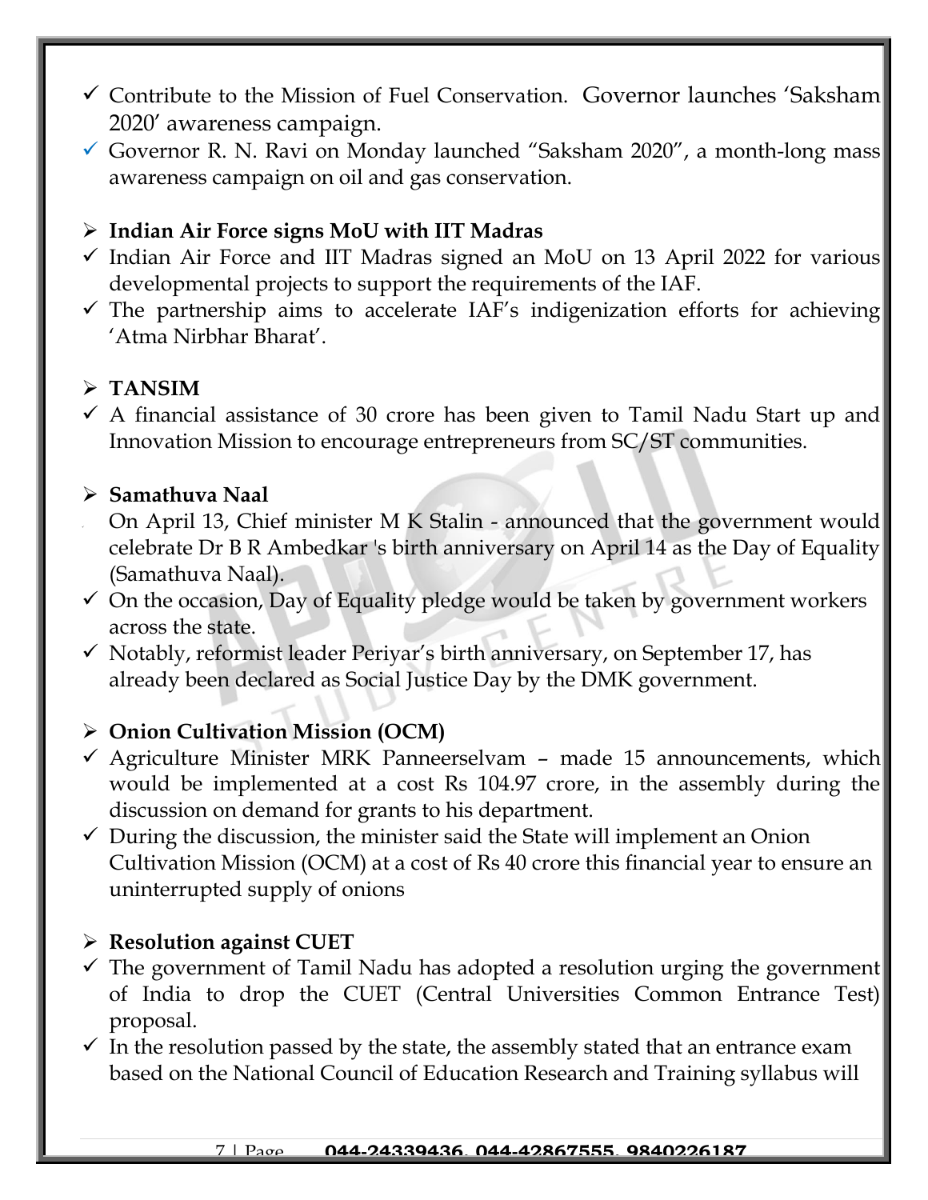- ✓ Contribute to the Mission of Fuel Conservation. Governor launches 'Saksham 2020' awareness campaign.
- ✓ Governor R. N. Ravi on Monday launched "Saksham 2020", a month-long mass awareness campaign on oil and gas conservation.

## Indian Air Force signs MoU with IIT Madras

- ✓ Indian Air Force and IIT Madras signed an MoU on 13 April 2022 for various developmental projects to support the requirements of the IAF.
- ✓ The partnership aims to accelerate IAF's indigenization efforts for achieving 'Atma Nirbhar Bharat'.

## TANSIM

- ✓ A financial assistance of 30 crore has been given to Tamil Nadu Start up and Innovation Mission to encourage entrepreneurs from SC/ST communities.

## Samathuva Naal

- On April 13, Chief minister M K Stalin - announced that the government would celebrate Dr B R Ambedkar 's birth anniversary on April 14 as the Day of Equality (Samathuva Naal).
- ✓ On the occasion, Day of Equality pledge would be taken by government workers across the state.
- ✓ Notably, reformist leader Periyar's birth anniversary, on September 17, has already been declared as Social Justice Day by the DMK government.

## Onion Cultivation Mission (OCM)

- ✓ Agriculture Minister MRK Panneerselvam – made 15 announcements, which would be implemented at a cost Rs 104.97 crore, in the assembly during the discussion on demand for grants to his department.
- ✓ During the discussion, the minister said the State will implement an Onion Cultivation Mission (OCM) at a cost of Rs 40 crore this financial year to ensure an uninterrupted supply of onions

## Resolution against CUET

- ✓ The government of Tamil Nadu has adopted a resolution urging the government of India to drop the CUET (Central Universities Common Entrance Test) proposal.
- ✓ In the resolution passed by the state, the assembly stated that an entrance exam based on the National Council of Education Research and Training syllabus will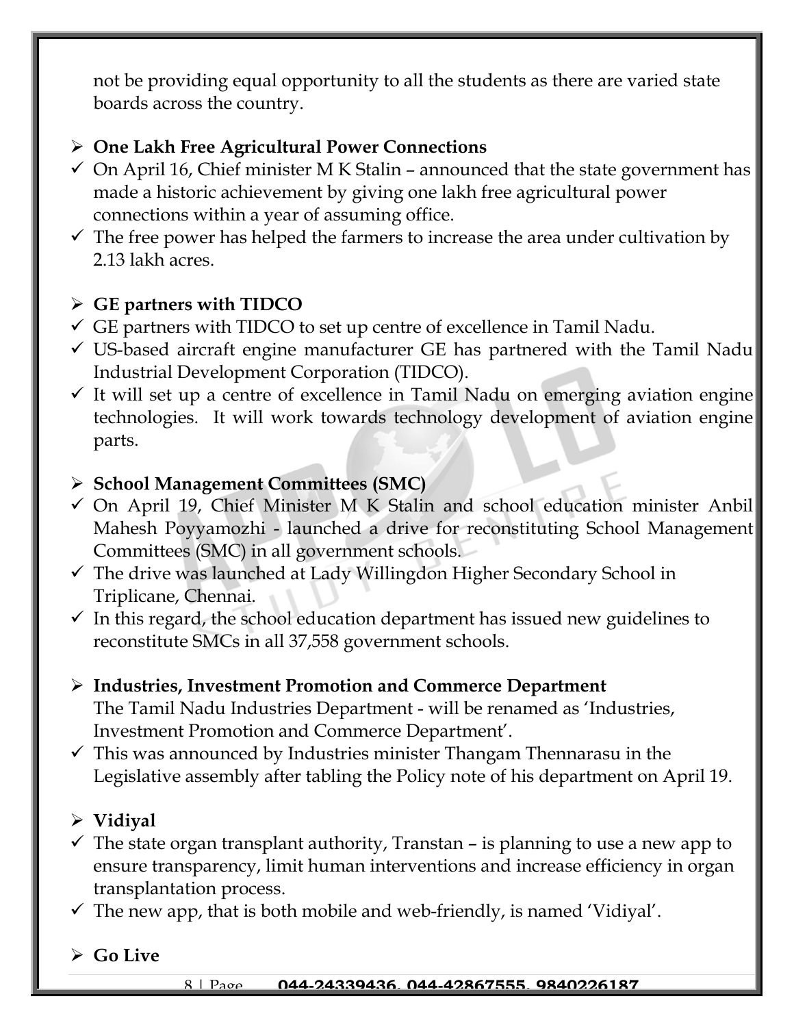not be providing equal opportunity to all the students as there are varied state boards across the country.

- **One Lakh Free Agricultural Power Connections**
- ✓ On April 16, Chief minister M K Stalin – announced that the state government has made a historic achievement by giving one lakh free agricultural power connections within a year of assuming office.
- ✓ The free power has helped the farmers to increase the area under cultivation by 2.13 lakh acres.

- **GE partners with TIDCO**
- ✓ GE partners with TIDCO to set up centre of excellence in Tamil Nadu.
- ✓ US-based aircraft engine manufacturer GE has partnered with the Tamil Nadu Industrial Development Corporation (TIDCO).
- ✓ It will set up a centre of excellence in Tamil Nadu on emerging aviation engine technologies. It will work towards technology development of aviation engine parts.

- **School Management Committees (SMC)**
- ✓ On April 19, Chief Minister M K Stalin and school education minister Anbil Mahesh Poyyamozhi - launched a drive for reconstituting School Management Committees (SMC) in all government schools.
- ✓ The drive was launched at Lady Willingdon Higher Secondary School in Triplicane, Chennai.
- ✓ In this regard, the school education department has issued new guidelines to reconstitute SMCs in all 37,558 government schools.

- **Industries, Investment Promotion and Commerce Department**

  The Tamil Nadu Industries Department - will be renamed as 'Industries, Investment Promotion and Commerce Department'.
- ✓ This was announced by Industries minister Thangam Thennarasu in the Legislative assembly after tabling the Policy note of his department on April 19.

- **Vidiyal**
- ✓ The state organ transplant authority, Transtan – is planning to use a new app to ensure transparency, limit human interventions and increase efficiency in organ transplantation process.
- ✓ The new app, that is both mobile and web-friendly, is named 'Vidiyal'.

- **Go Live**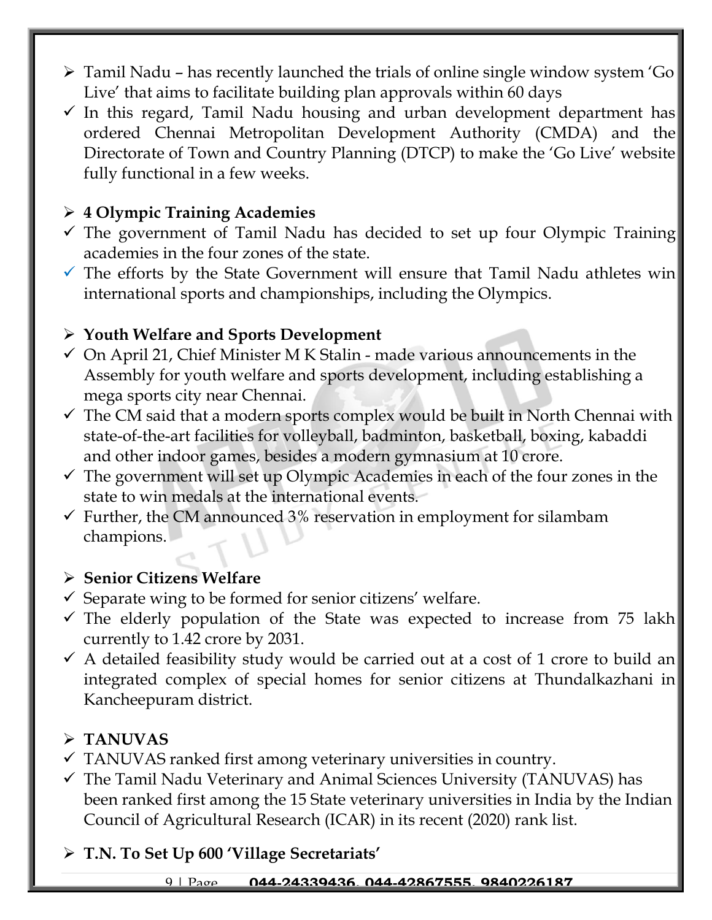- Tamil Nadu – has recently launched the trials of online single window system 'Go Live' that aims to facilitate building plan approvals within 60 days
  - In this regard, Tamil Nadu housing and urban development department has ordered Chennai Metropolitan Development Authority (CMDA) and the Directorate of Town and Country Planning (DTCP) to make the 'Go Live' website fully functional in a few weeks.

- **4 Olympic Training Academies**
  - The government of Tamil Nadu has decided to set up four Olympic Training academies in the four zones of the state.
  - The efforts by the State Government will ensure that Tamil Nadu athletes win international sports and championships, including the Olympics.

- **Youth Welfare and Sports Development**
  - On April 21, Chief Minister M K Stalin - made various announcements in the Assembly for youth welfare and sports development, including establishing a mega sports city near Chennai.
  - The CM said that a modern sports complex would be built in North Chennai with state-of-the-art facilities for volleyball, badminton, basketball, boxing, kabaddi and other indoor games, besides a modern gymnasium at 10 crore.
  - The government will set up Olympic Academies in each of the four zones in the state to win medals at the international events.
  - Further, the CM announced 3% reservation in employment for silambam champions.

- **Senior Citizens Welfare**
  - Separate wing to be formed for senior citizens' welfare.
  - The elderly population of the State was expected to increase from 75 lakh currently to 1.42 crore by 2031.
  - A detailed feasibility study would be carried out at a cost of 1 crore to build an integrated complex of special homes for senior citizens at Thundalkazhani in Kancheepuram district.

- **TANUVAS**
  - TANUVAS ranked first among veterinary universities in country.
  - The Tamil Nadu Veterinary and Animal Sciences University (TANUVAS) has been ranked first among the 15 State veterinary universities in India by the Indian Council of Agricultural Research (ICAR) in its recent (2020) rank list.

- **T.N. To Set Up 600 'Village Secretariats'**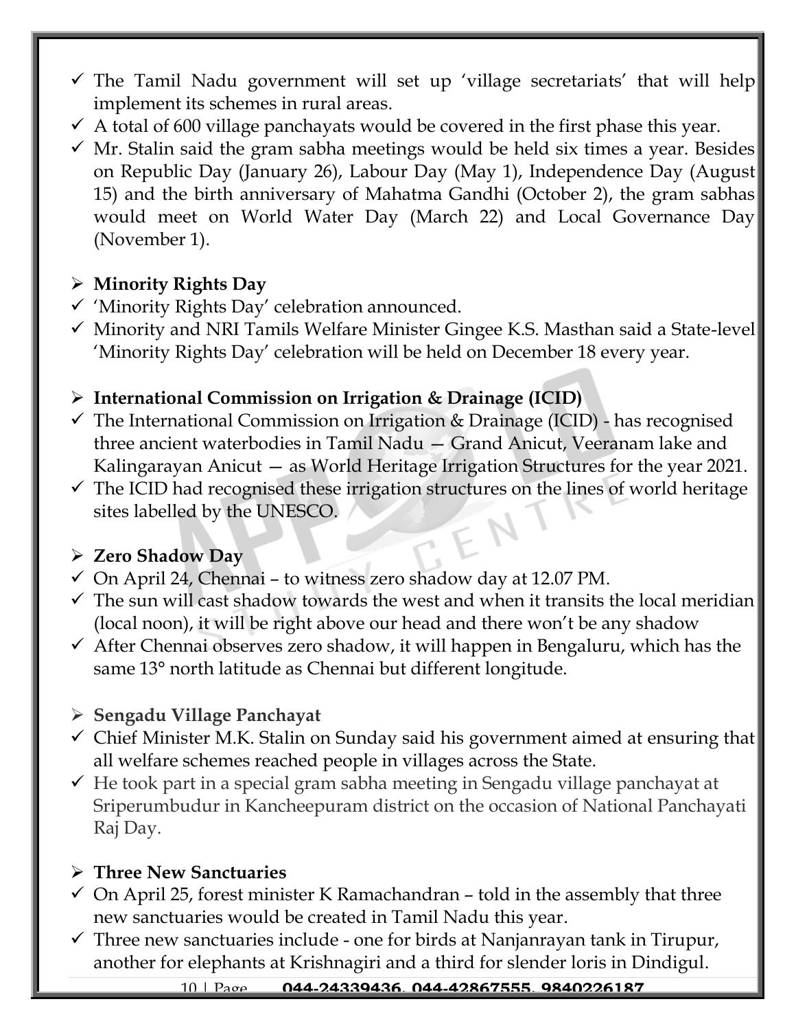- ✓ The Tamil Nadu government will set up 'village secretariats' that will help implement its schemes in rural areas.
- ✓ A total of 600 village panchayats would be covered in the first phase this year.
- ✓ Mr. Stalin said the gram sabha meetings would be held six times a year. Besides on Republic Day (January 26), Labour Day (May 1), Independence Day (August 15) and the birth anniversary of Mahatma Gandhi (October 2), the gram sabhas would meet on World Water Day (March 22) and Local Governance Day (November 1).

## ➢ Minority Rights Day

- ✓ 'Minority Rights Day' celebration announced.
- ✓ Minority and NRI Tamils Welfare Minister Gingee K.S. Masthan said a State-level 'Minority Rights Day' celebration will be held on December 18 every year.

## ➢ International Commission on Irrigation & Drainage (ICID)

- ✓ The International Commission on Irrigation & Drainage (ICID) - has recognised three ancient waterbodies in Tamil Nadu — Grand Anicut, Veeranam lake and Kalingarayan Anicut — as World Heritage Irrigation Structures for the year 2021.
- ✓ The ICID had recognised these irrigation structures on the lines of world heritage sites labelled by the UNESCO.

## ➢ Zero Shadow Day

- ✓ On April 24, Chennai – to witness zero shadow day at 12.07 PM.
- ✓ The sun will cast shadow towards the west and when it transits the local meridian (local noon), it will be right above our head and there won't be any shadow
- ✓ After Chennai observes zero shadow, it will happen in Bengaluru, which has the same 13° north latitude as Chennai but different longitude.

## ➢ Sengadu Village Panchayat

- ✓ Chief Minister M.K. Stalin on Sunday said his government aimed at ensuring that all welfare schemes reached people in villages across the State.
- ✓ He took part in a special gram sabha meeting in Sengadu village panchayat at Sriperumbudur in Kancheepuram district on the occasion of National Panchayati Raj Day.

## ➢ Three New Sanctuaries

- ✓ On April 25, forest minister K Ramachandran – told in the assembly that three new sanctuaries would be created in Tamil Nadu this year.
- ✓ Three new sanctuaries include - one for birds at Nanjanrayan tank in Tirupur, another for elephants at Krishnagiri and a third for slender loris in Dindigul.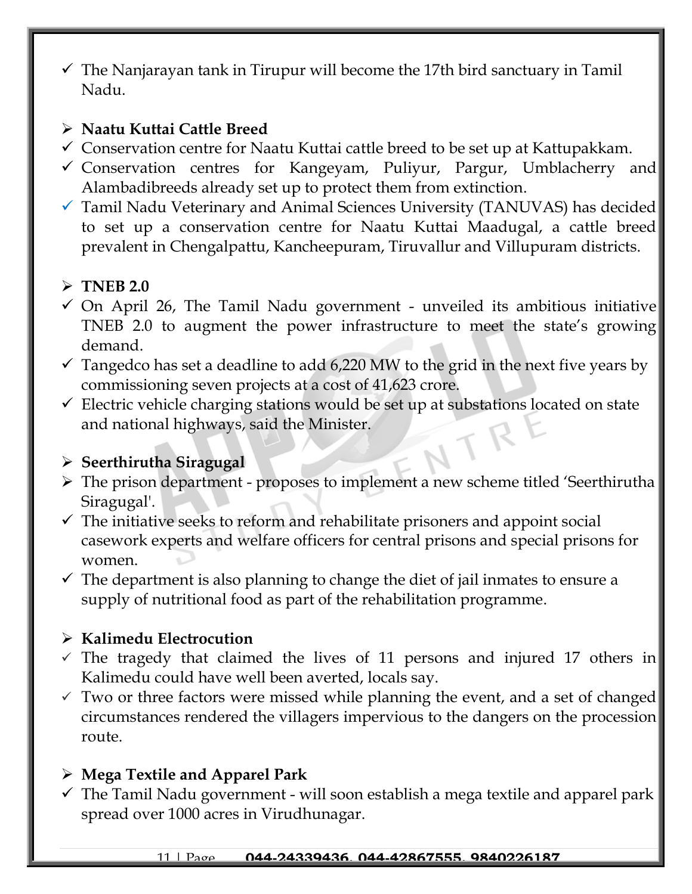- ✓ The Nanjarayan tank in Tirupur will become the 17th bird sanctuary in Tamil Nadu.

- **Naatu Kuttai Cattle Breed**
- ✓ Conservation centre for Naatu Kuttai cattle breed to be set up at Kattupakkam.
- ✓ Conservation centres for Kangeyam, Puliyur, Pargur, Umblacherry and Alambadibreeds already set up to protect them from extinction.
- ✓ Tamil Nadu Veterinary and Animal Sciences University (TANUVAS) has decided to set up a conservation centre for Naatu Kuttai Maadugal, a cattle breed prevalent in Chengalpattu, Kancheepuram, Tiruvallur and Villupuram districts.

- **TNEB 2.0**
- ✓ On April 26, The Tamil Nadu government - unveiled its ambitious initiative TNEB 2.0 to augment the power infrastructure to meet the state's growing demand.
- ✓ Tangedco has set a deadline to add 6,220 MW to the grid in the next five years by commissioning seven projects at a cost of 41,623 crore.
- ✓ Electric vehicle charging stations would be set up at substations located on state and national highways, said the Minister.

- **Seerthirutha Siragugal**
- The prison department - proposes to implement a new scheme titled 'Seerthirutha Siragugal'.
- ✓ The initiative seeks to reform and rehabilitate prisoners and appoint social casework experts and welfare officers for central prisons and special prisons for women.
- ✓ The department is also planning to change the diet of jail inmates to ensure a supply of nutritional food as part of the rehabilitation programme.

- **Kalimedu Electrocution**
- ✓ The tragedy that claimed the lives of 11 persons and injured 17 others in Kalimedu could have well been averted, locals say.
- ✓ Two or three factors were missed while planning the event, and a set of changed circumstances rendered the villagers impervious to the dangers on the procession route.

- **Mega Textile and Apparel Park**
- ✓ The Tamil Nadu government - will soon establish a mega textile and apparel park spread over 1000 acres in Virudhunagar.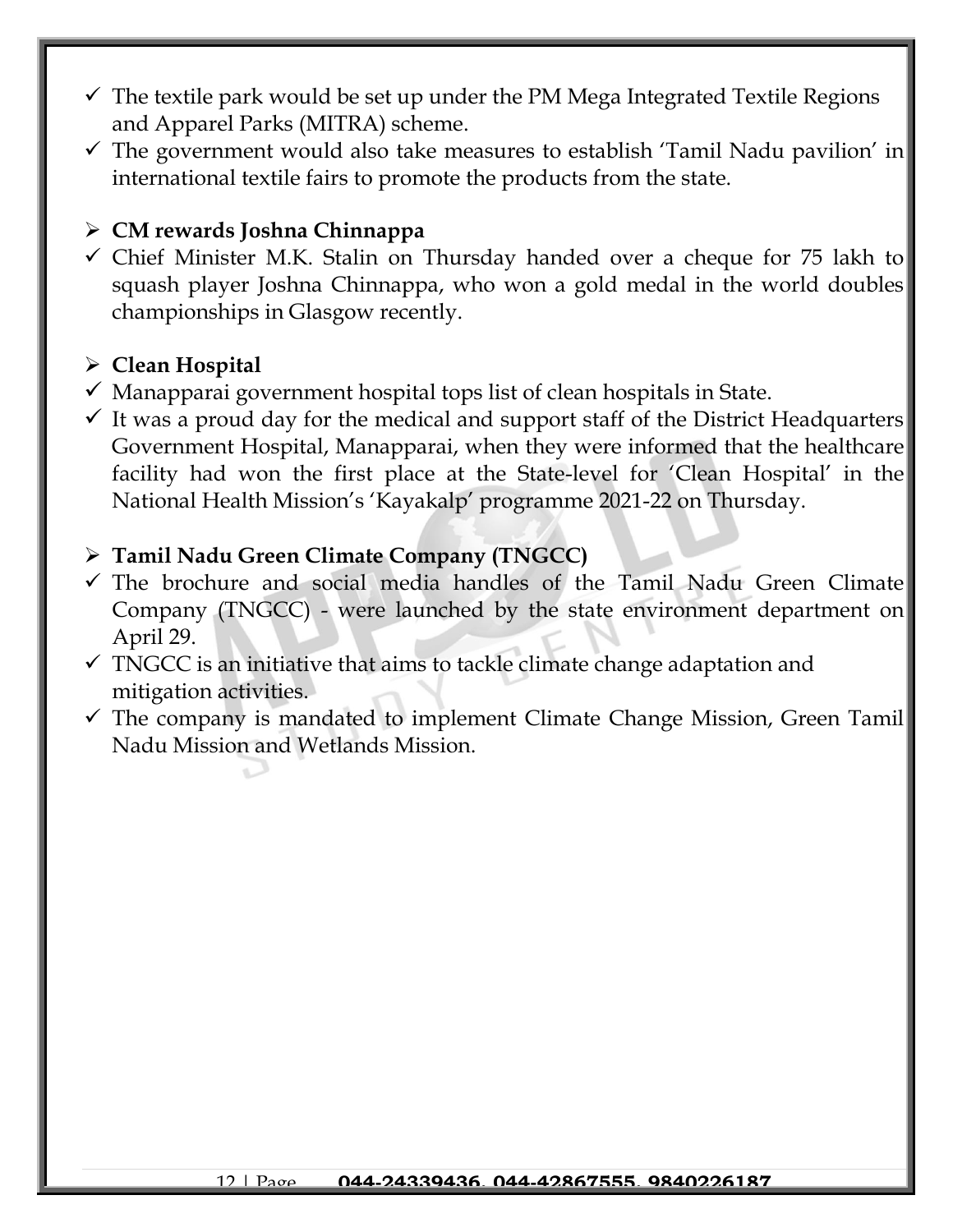- ✓ The textile park would be set up under the PM Mega Integrated Textile Regions and Apparel Parks (MITRA) scheme.
- ✓ The government would also take measures to establish 'Tamil Nadu pavilion' in international textile fairs to promote the products from the state.

## ➢ CM rewards Joshna Chinnappa

- ✓ Chief Minister M.K. Stalin on Thursday handed over a cheque for 75 lakh to squash player Joshna Chinnappa, who won a gold medal in the world doubles championships in Glasgow recently.

## ➢ Clean Hospital

- ✓ Manapparai government hospital tops list of clean hospitals in State.
- ✓ It was a proud day for the medical and support staff of the District Headquarters Government Hospital, Manapparai, when they were informed that the healthcare facility had won the first place at the State-level for 'Clean Hospital' in the National Health Mission's 'Kayakalp' programme 2021-22 on Thursday.

## ➢ Tamil Nadu Green Climate Company (TNGCC)

- ✓ The brochure and social media handles of the Tamil Nadu Green Climate Company (TNGCC) - were launched by the state environment department on April 29.
- ✓ TNGCC is an initiative that aims to tackle climate change adaptation and mitigation activities.
- ✓ The company is mandated to implement Climate Change Mission, Green Tamil Nadu Mission and Wetlands Mission.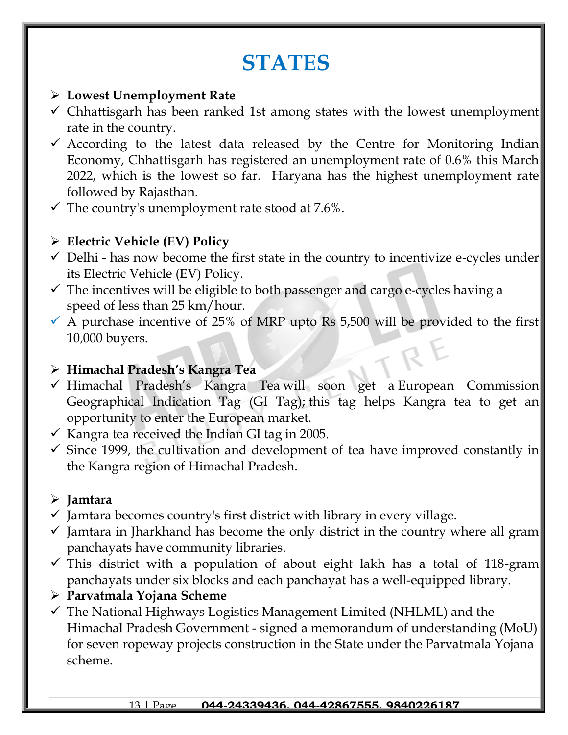# STATES

- **Lowest Unemployment Rate**
  - ✓ Chhattisgarh has been ranked 1st among states with the lowest unemployment rate in the country.
  - ✓ According to the latest data released by the Centre for Monitoring Indian Economy, Chhattisgarh has registered an unemployment rate of 0.6% this March 2022, which is the lowest so far. Haryana has the highest unemployment rate followed by Rajasthan.
  - ✓ The country's unemployment rate stood at 7.6%.

- **Electric Vehicle (EV) Policy**
  - ✓ Delhi - has now become the first state in the country to incentivize e-cycles under its Electric Vehicle (EV) Policy.
  - ✓ The incentives will be eligible to both passenger and cargo e-cycles having a speed of less than 25 km/hour.
  - ✓ A purchase incentive of 25% of MRP upto Rs 5,500 will be provided to the first 10,000 buyers.

- **Himachal Pradesh's Kangra Tea**
  - ✓ Himachal Pradesh's Kangra Tea will soon get a European Commission Geographical Indication Tag (GI Tag); this tag helps Kangra tea to get an opportunity to enter the European market.
  - ✓ Kangra tea received the Indian GI tag in 2005.
  - ✓ Since 1999, the cultivation and development of tea have improved constantly in the Kangra region of Himachal Pradesh.

- **Jamtara**
  - ✓ Jamtara becomes country's first district with library in every village.
  - ✓ Jamtara in Jharkhand has become the only district in the country where all gram panchayats have community libraries.
  - ✓ This district with a population of about eight lakh has a total of 118-gram panchayats under six blocks and each panchayat has a well-equipped library.

- **Parvatmala Yojana Scheme**
  - ✓ The National Highways Logistics Management Limited (NHLML) and the Himachal Pradesh Government - signed a memorandum of understanding (MoU) for seven ropeway projects construction in the State under the Parvatmala Yojana scheme.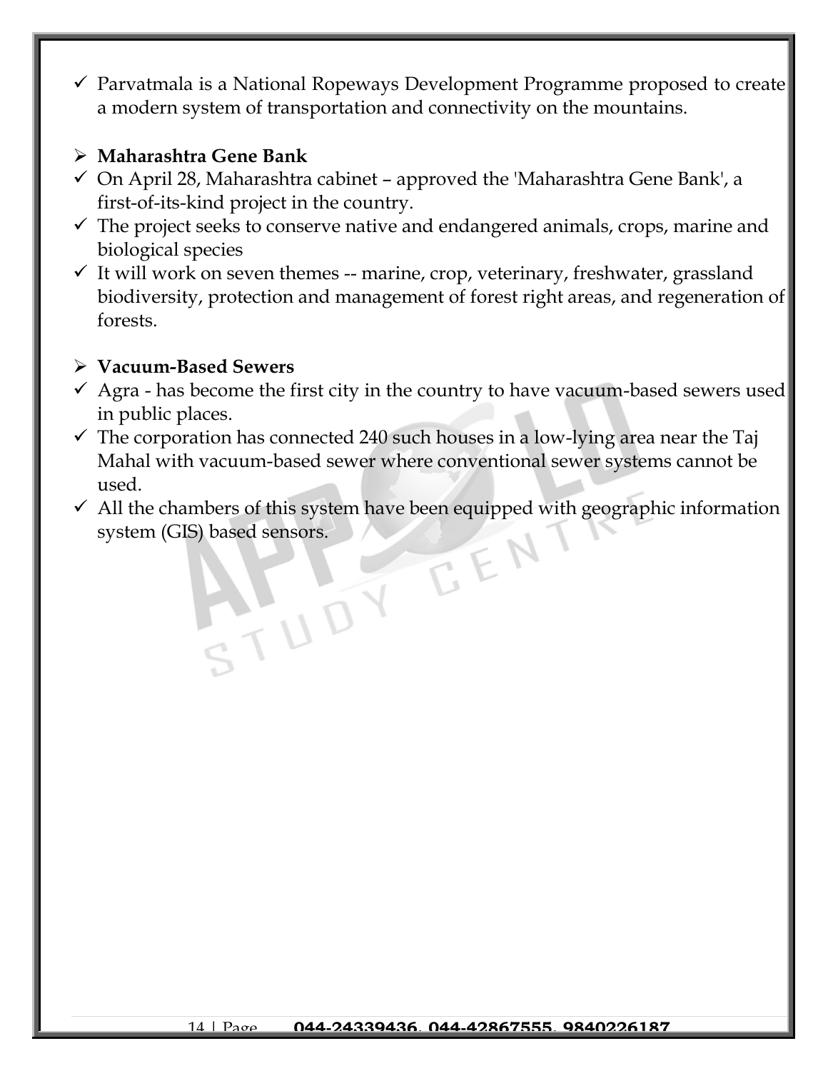- ✓ Parvatmala is a National Ropeways Development Programme proposed to create a modern system of transportation and connectivity on the mountains.

## ➢ Maharashtra Gene Bank

- ✓ On April 28, Maharashtra cabinet – approved the 'Maharashtra Gene Bank', a first-of-its-kind project in the country.
- ✓ The project seeks to conserve native and endangered animals, crops, marine and biological species
- ✓ It will work on seven themes -- marine, crop, veterinary, freshwater, grassland biodiversity, protection and management of forest right areas, and regeneration of forests.

## ➢ Vacuum-Based Sewers

- ✓ Agra - has become the first city in the country to have vacuum-based sewers used in public places.
- ✓ The corporation has connected 240 such houses in a low-lying area near the Taj Mahal with vacuum-based sewer where conventional sewer systems cannot be used.
- ✓ All the chambers of this system have been equipped with geographic information system (GIS) based sensors.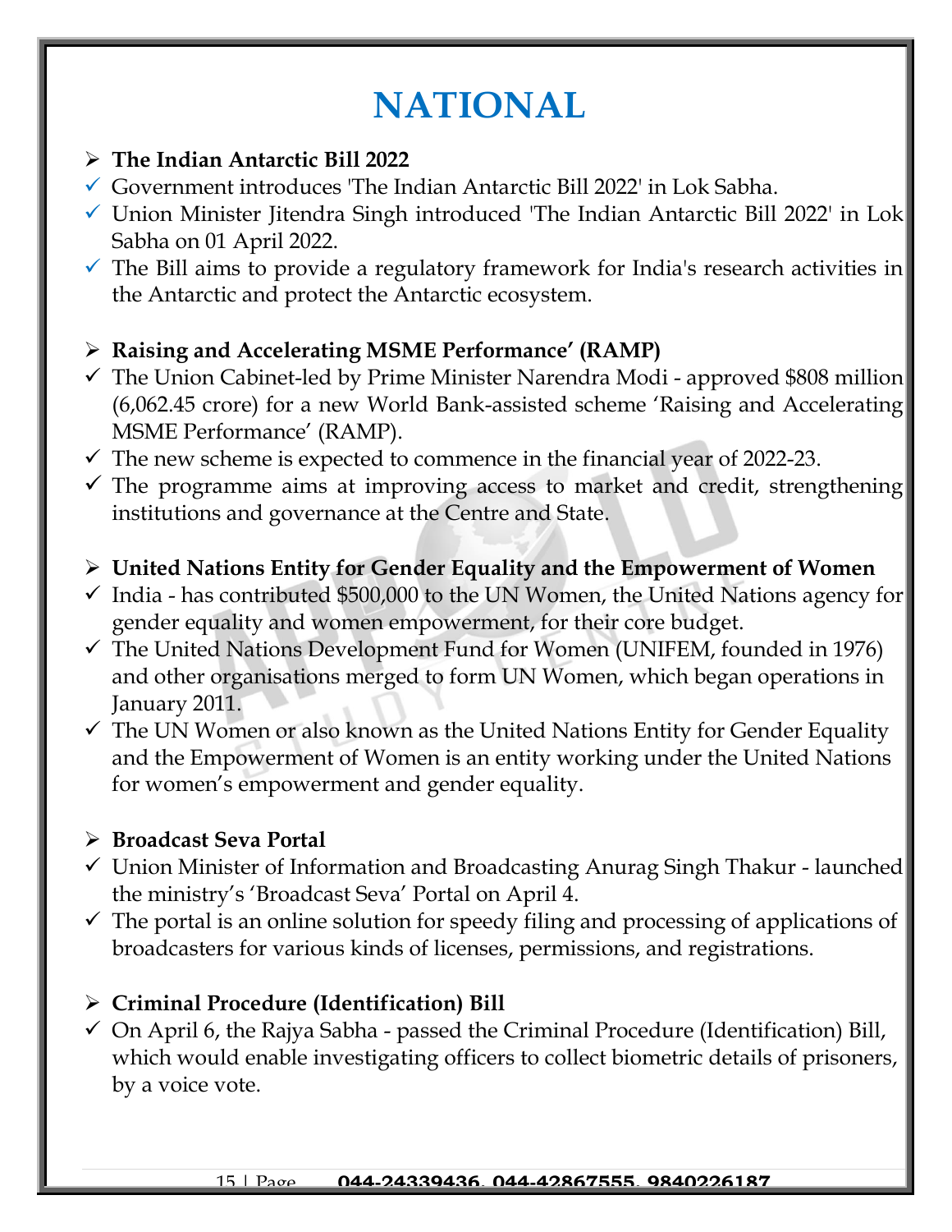# NATIONAL

- **The Indian Antarctic Bill 2022**
- ✓ Government introduces 'The Indian Antarctic Bill 2022' in Lok Sabha.
- ✓ Union Minister Jitendra Singh introduced 'The Indian Antarctic Bill 2022' in Lok Sabha on 01 April 2022.
- ✓ The Bill aims to provide a regulatory framework for India's research activities in the Antarctic and protect the Antarctic ecosystem.

- **Raising and Accelerating MSME Performance' (RAMP)**
- ✓ The Union Cabinet-led by Prime Minister Narendra Modi - approved $808 million (6,062.45 crore) for a new World Bank-assisted scheme 'Raising and Accelerating MSME Performance' (RAMP).
- ✓ The new scheme is expected to commence in the financial year of 2022-23.
- ✓ The programme aims at improving access to market and credit, strengthening institutions and governance at the Centre and State.

- **United Nations Entity for Gender Equality and the Empowerment of Women**
- ✓ India - has contributed $500,000 to the UN Women, the United Nations agency for gender equality and women empowerment, for their core budget.
- ✓ The United Nations Development Fund for Women (UNIFEM, founded in 1976) and other organisations merged to form UN Women, which began operations in January 2011.
- ✓ The UN Women or also known as the United Nations Entity for Gender Equality and the Empowerment of Women is an entity working under the United Nations for women's empowerment and gender equality.

- **Broadcast Seva Portal**
- ✓ Union Minister of Information and Broadcasting Anurag Singh Thakur - launched the ministry's 'Broadcast Seva' Portal on April 4.
- ✓ The portal is an online solution for speedy filing and processing of applications of broadcasters for various kinds of licenses, permissions, and registrations.

- **Criminal Procedure (Identification) Bill**
- ✓ On April 6, the Rajya Sabha - passed the Criminal Procedure (Identification) Bill, which would enable investigating officers to collect biometric details of prisoners, by a voice vote.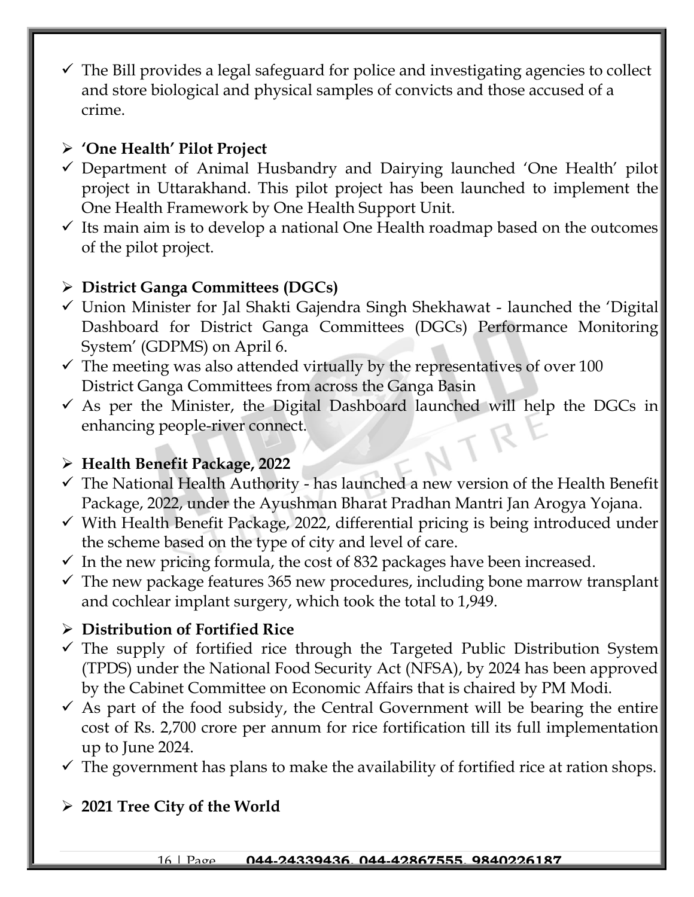- ✓ The Bill provides a legal safeguard for police and investigating agencies to collect and store biological and physical samples of convicts and those accused of a crime.

## ➢ ‘One Health’ Pilot Project

- ✓ Department of Animal Husbandry and Dairying launched ‘One Health’ pilot project in Uttarakhand. This pilot project has been launched to implement the One Health Framework by One Health Support Unit.
- ✓ Its main aim is to develop a national One Health roadmap based on the outcomes of the pilot project.

## ➢ District Ganga Committees (DGCs)

- ✓ Union Minister for Jal Shakti Gajendra Singh Shekhawat - launched the ‘Digital Dashboard for District Ganga Committees (DGCs) Performance Monitoring System’ (GDPMS) on April 6.
- ✓ The meeting was also attended virtually by the representatives of over 100 District Ganga Committees from across the Ganga Basin
- ✓ As per the Minister, the Digital Dashboard launched will help the DGCs in enhancing people-river connect.

## ➢ Health Benefit Package, 2022

- ✓ The National Health Authority - has launched a new version of the Health Benefit Package, 2022, under the Ayushman Bharat Pradhan Mantri Jan Arogya Yojana.
- ✓ With Health Benefit Package, 2022, differential pricing is being introduced under the scheme based on the type of city and level of care.
- ✓ In the new pricing formula, the cost of 832 packages have been increased.
- ✓ The new package features 365 new procedures, including bone marrow transplant and cochlear implant surgery, which took the total to 1,949.

## ➢ Distribution of Fortified Rice

- ✓ The supply of fortified rice through the Targeted Public Distribution System (TPDS) under the National Food Security Act (NFSA), by 2024 has been approved by the Cabinet Committee on Economic Affairs that is chaired by PM Modi.
- ✓ As part of the food subsidy, the Central Government will be bearing the entire cost of Rs. 2,700 crore per annum for rice fortification till its full implementation up to June 2024.
- ✓ The government has plans to make the availability of fortified rice at ration shops.

## ➢ 2021 Tree City of the World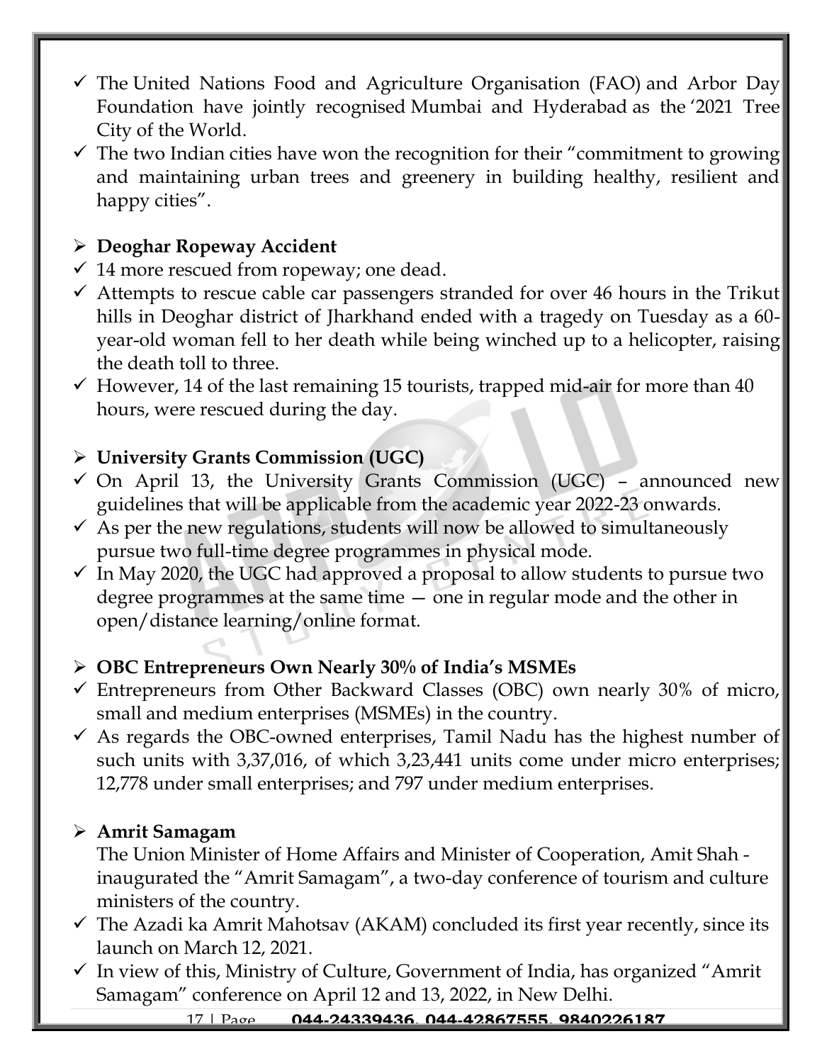- ✓ The United Nations Food and Agriculture Organisation (FAO) and Arbor Day Foundation have jointly recognised Mumbai and Hyderabad as the '2021 Tree City of the World.
- ✓ The two Indian cities have won the recognition for their "commitment to growing and maintaining urban trees and greenery in building healthy, resilient and happy cities".

## ➢ Deoghar Ropeway Accident

- ✓ 14 more rescued from ropeway; one dead.
- ✓ Attempts to rescue cable car passengers stranded for over 46 hours in the Trikut hills in Deoghar district of Jharkhand ended with a tragedy on Tuesday as a 60-year-old woman fell to her death while being winched up to a helicopter, raising the death toll to three.
- ✓ However, 14 of the last remaining 15 tourists, trapped mid-air for more than 40 hours, were rescued during the day.

## ➢ University Grants Commission (UGC)

- ✓ On April 13, the University Grants Commission (UGC) – announced new guidelines that will be applicable from the academic year 2022-23 onwards.
- ✓ As per the new regulations, students will now be allowed to simultaneously pursue two full-time degree programmes in physical mode.
- ✓ In May 2020, the UGC had approved a proposal to allow students to pursue two degree programmes at the same time — one in regular mode and the other in open/distance learning/online format.

## ➢ OBC Entrepreneurs Own Nearly 30% of India's MSMEs

- ✓ Entrepreneurs from Other Backward Classes (OBC) own nearly 30% of micro, small and medium enterprises (MSMEs) in the country.
- ✓ As regards the OBC-owned enterprises, Tamil Nadu has the highest number of such units with 3,37,016, of which 3,23,441 units come under micro enterprises; 12,778 under small enterprises; and 797 under medium enterprises.

## ➢ Amrit Samagam

The Union Minister of Home Affairs and Minister of Cooperation, Amit Shah - inaugurated the "Amrit Samagam", a two-day conference of tourism and culture ministers of the country.

- ✓ The Azadi ka Amrit Mahotsav (AKAM) concluded its first year recently, since its launch on March 12, 2021.
- ✓ In view of this, Ministry of Culture, Government of India, has organized "Amrit Samagam" conference on April 12 and 13, 2022, in New Delhi.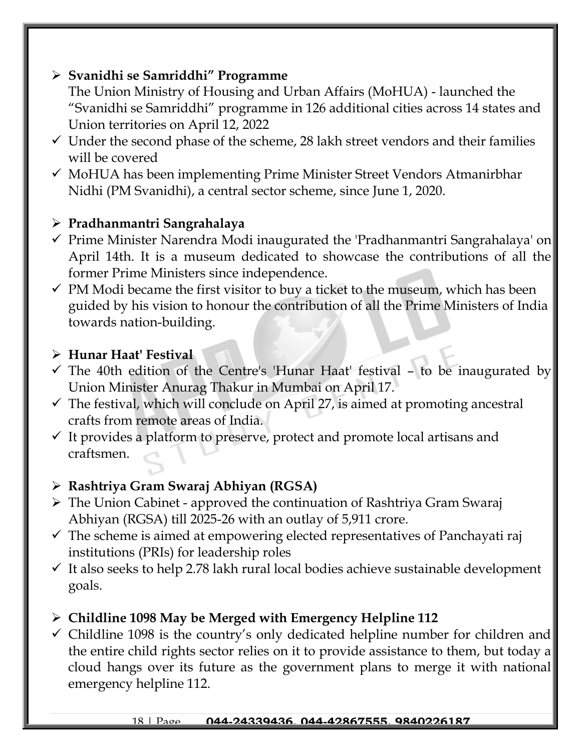- **Svanidhi se Samriddhi" Programme**

  The Union Ministry of Housing and Urban Affairs (MoHUA) - launched the "Svanidhi se Samriddhi" programme in 126 additional cities across 14 states and Union territories on April 12, 2022

- ✓ Under the second phase of the scheme, 28 lakh street vendors and their families will be covered
- ✓ MoHUA has been implementing Prime Minister Street Vendors Atmanirbhar Nidhi (PM Svanidhi), a central sector scheme, since June 1, 2020.

- **Pradhanmantri Sangrahalaya**
- ✓ Prime Minister Narendra Modi inaugurated the 'Pradhanmantri Sangrahalaya' on April 14th. It is a museum dedicated to showcase the contributions of all the former Prime Ministers since independence.
- ✓ PM Modi became the first visitor to buy a ticket to the museum, which has been guided by his vision to honour the contribution of all the Prime Ministers of India towards nation-building.

- **Hunar Haat' Festival**
- ✓ The 40th edition of the Centre's 'Hunar Haat' festival – to be inaugurated by Union Minister Anurag Thakur in Mumbai on April 17.
- ✓ The festival, which will conclude on April 27, is aimed at promoting ancestral crafts from remote areas of India.
- ✓ It provides a platform to preserve, protect and promote local artisans and craftsmen.

- **Rashtriya Gram Swaraj Abhiyan (RGSA)**
- The Union Cabinet - approved the continuation of Rashtriya Gram Swaraj Abhiyan (RGSA) till 2025-26 with an outlay of 5,911 crore.
- ✓ The scheme is aimed at empowering elected representatives of Panchayati raj institutions (PRIs) for leadership roles
- ✓ It also seeks to help 2.78 lakh rural local bodies achieve sustainable development goals.

- **Childline 1098 May be Merged with Emergency Helpline 112**
- ✓ Childline 1098 is the country's only dedicated helpline number for children and the entire child rights sector relies on it to provide assistance to them, but today a cloud hangs over its future as the government plans to merge it with national emergency helpline 112.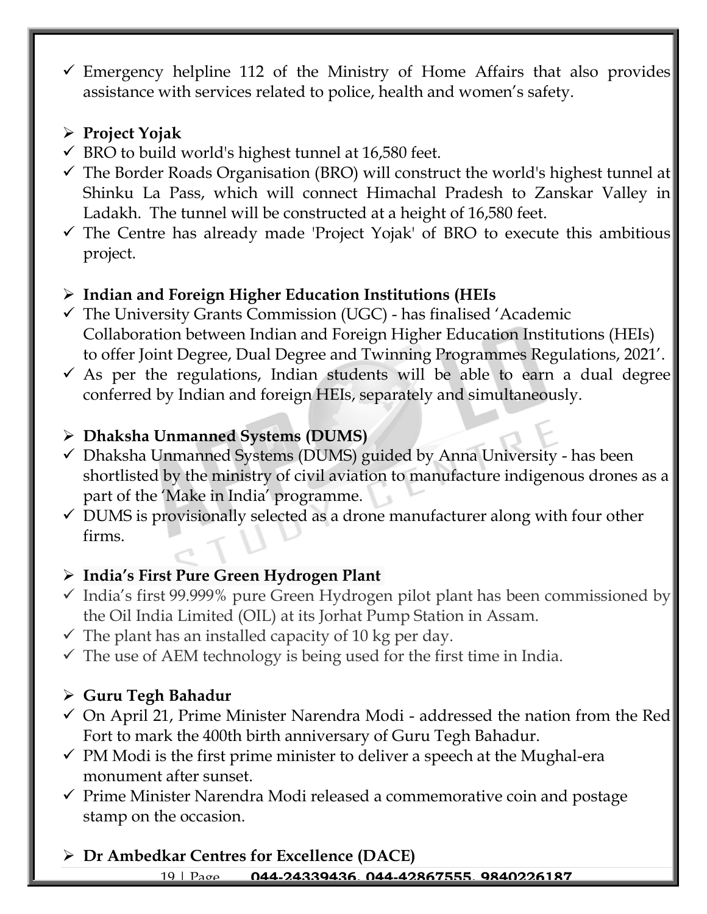- ✓ Emergency helpline 112 of the Ministry of Home Affairs that also provides assistance with services related to police, health and women's safety.

- **Project Yojak**
- ✓ BRO to build world's highest tunnel at 16,580 feet.
- ✓ The Border Roads Organisation (BRO) will construct the world's highest tunnel at Shinku La Pass, which will connect Himachal Pradesh to Zanskar Valley in Ladakh. The tunnel will be constructed at a height of 16,580 feet.
- ✓ The Centre has already made 'Project Yojak' of BRO to execute this ambitious project.

- **Indian and Foreign Higher Education Institutions (HEIs**
- ✓ The University Grants Commission (UGC) - has finalised 'Academic Collaboration between Indian and Foreign Higher Education Institutions (HEIs) to offer Joint Degree, Dual Degree and Twinning Programmes Regulations, 2021'.
- ✓ As per the regulations, Indian students will be able to earn a dual degree conferred by Indian and foreign HEIs, separately and simultaneously.

- **Dhaksha Unmanned Systems (DUMS)**
- ✓ Dhaksha Unmanned Systems (DUMS) guided by Anna University - has been shortlisted by the ministry of civil aviation to manufacture indigenous drones as a part of the 'Make in India' programme.
- ✓ DUMS is provisionally selected as a drone manufacturer along with four other firms.

- **India's First Pure Green Hydrogen Plant**
- ✓ India's first 99.999% pure Green Hydrogen pilot plant has been commissioned by the Oil India Limited (OIL) at its Jorhat Pump Station in Assam.
- ✓ The plant has an installed capacity of 10 kg per day.
- ✓ The use of AEM technology is being used for the first time in India.

- **Guru Tegh Bahadur**
- ✓ On April 21, Prime Minister Narendra Modi - addressed the nation from the Red Fort to mark the 400th birth anniversary of Guru Tegh Bahadur.
- ✓ PM Modi is the first prime minister to deliver a speech at the Mughal-era monument after sunset.
- ✓ Prime Minister Narendra Modi released a commemorative coin and postage stamp on the occasion.

- **Dr Ambedkar Centres for Excellence (DACE)**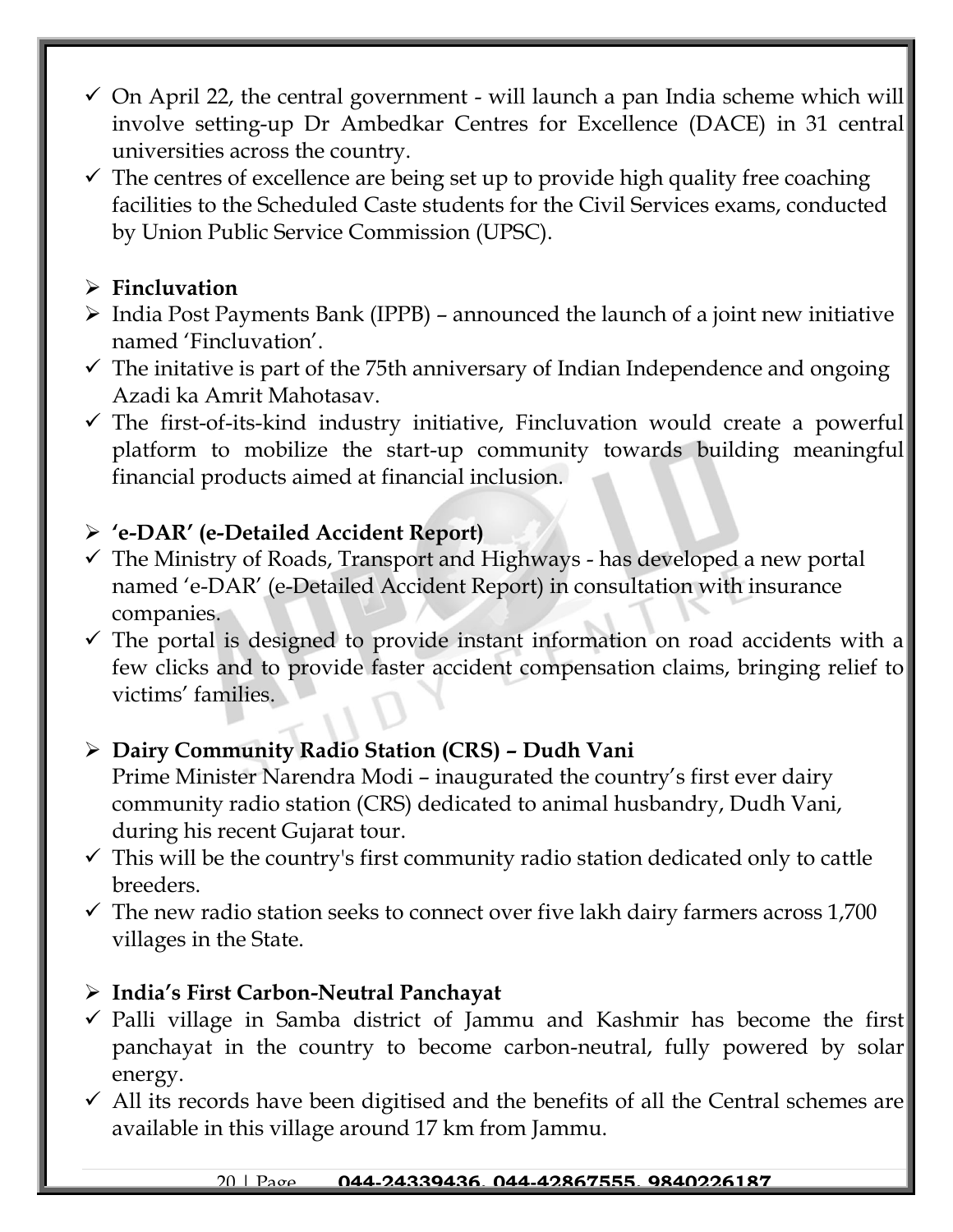- ✓ On April 22, the central government - will launch a pan India scheme which will involve setting-up Dr Ambedkar Centres for Excellence (DACE) in 31 central universities across the country.
- ✓ The centres of excellence are being set up to provide high quality free coaching facilities to the Scheduled Caste students for the Civil Services exams, conducted by Union Public Service Commission (UPSC).

- ➢ **Fincluvation**
- ➢ India Post Payments Bank (IPPB) – announced the launch of a joint new initiative named 'Fincluvation'.
- ✓ The initative is part of the 75th anniversary of Indian Independence and ongoing Azadi ka Amrit Mahotasav.
- ✓ The first-of-its-kind industry initiative, Fincluvation would create a powerful platform to mobilize the start-up community towards building meaningful financial products aimed at financial inclusion.

- ➢ **'e-DAR' (e-Detailed Accident Report)**
- ✓ The Ministry of Roads, Transport and Highways - has developed a new portal named 'e-DAR' (e-Detailed Accident Report) in consultation with insurance companies.
- ✓ The portal is designed to provide instant information on road accidents with a few clicks and to provide faster accident compensation claims, bringing relief to victims' families.

- ➢ **Dairy Community Radio Station (CRS) – Dudh Vani**

  Prime Minister Narendra Modi – inaugurated the country's first ever dairy community radio station (CRS) dedicated to animal husbandry, Dudh Vani, during his recent Gujarat tour.
- ✓ This will be the country's first community radio station dedicated only to cattle breeders.
- ✓ The new radio station seeks to connect over five lakh dairy farmers across 1,700 villages in the State.

- ➢ **India's First Carbon-Neutral Panchayat**
- ✓ Palli village in Samba district of Jammu and Kashmir has become the first panchayat in the country to become carbon-neutral, fully powered by solar energy.
- ✓ All its records have been digitised and the benefits of all the Central schemes are available in this village around 17 km from Jammu.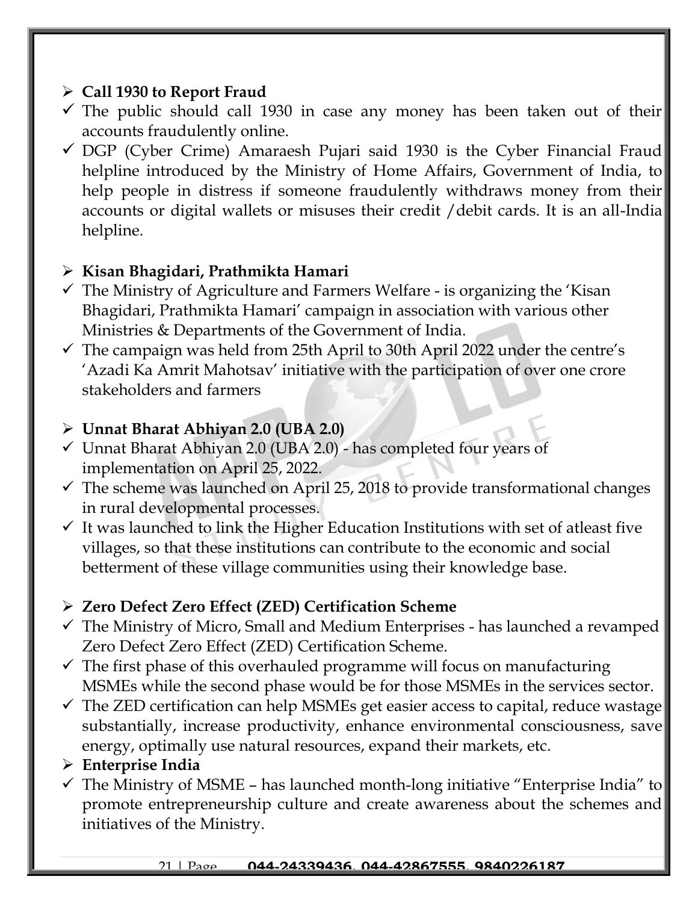## Call 1930 to Report Fraud

- The public should call 1930 in case any money has been taken out of their accounts fraudulently online.
- DGP (Cyber Crime) Amaraesh Pujari said 1930 is the Cyber Financial Fraud helpline introduced by the Ministry of Home Affairs, Government of India, to help people in distress if someone fraudulently withdraws money from their accounts or digital wallets or misuses their credit /debit cards. It is an all-India helpline.

## Kisan Bhagidari, Prathmikta Hamari

- The Ministry of Agriculture and Farmers Welfare - is organizing the 'Kisan Bhagidari, Prathmikta Hamari' campaign in association with various other Ministries & Departments of the Government of India.
- The campaign was held from 25th April to 30th April 2022 under the centre's 'Azadi Ka Amrit Mahotsav' initiative with the participation of over one crore stakeholders and farmers

## Unnat Bharat Abhiyan 2.0 (UBA 2.0)

- Unnat Bharat Abhiyan 2.0 (UBA 2.0) - has completed four years of implementation on April 25, 2022.
- The scheme was launched on April 25, 2018 to provide transformational changes in rural developmental processes.
- It was launched to link the Higher Education Institutions with set of atleast five villages, so that these institutions can contribute to the economic and social betterment of these village communities using their knowledge base.

## Zero Defect Zero Effect (ZED) Certification Scheme

- The Ministry of Micro, Small and Medium Enterprises - has launched a revamped Zero Defect Zero Effect (ZED) Certification Scheme.
- The first phase of this overhauled programme will focus on manufacturing MSMEs while the second phase would be for those MSMEs in the services sector.
- The ZED certification can help MSMEs get easier access to capital, reduce wastage substantially, increase productivity, enhance environmental consciousness, save energy, optimally use natural resources, expand their markets, etc.

## Enterprise India

- The Ministry of MSME – has launched month-long initiative "Enterprise India" to promote entrepreneurship culture and create awareness about the schemes and initiatives of the Ministry.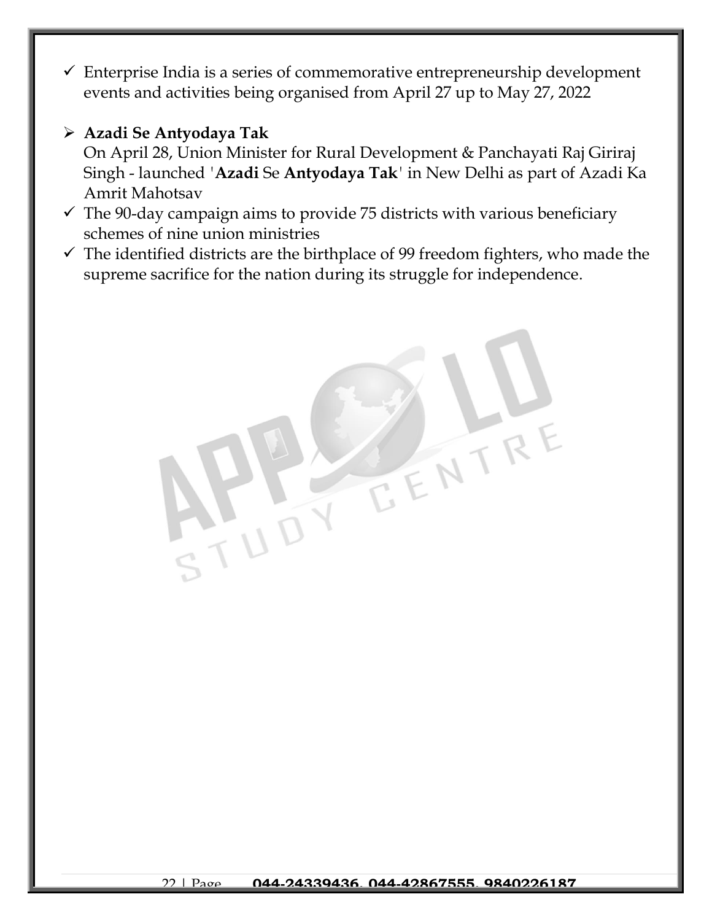- ✓ Enterprise India is a series of commemorative entrepreneurship development events and activities being organised from April 27 up to May 27, 2022

- **Azadi Se Antyodaya Tak**

  On April 28, Union Minister for Rural Development & Panchayati Raj Giriraj Singh - launched '**Azadi** Se **Antyodaya Tak**' in New Delhi as part of Azadi Ka Amrit Mahotsav

- ✓ The 90-day campaign aims to provide 75 districts with various beneficiary schemes of nine union ministries
- ✓ The identified districts are the birthplace of 99 freedom fighters, who made the supreme sacrifice for the nation during its struggle for independence.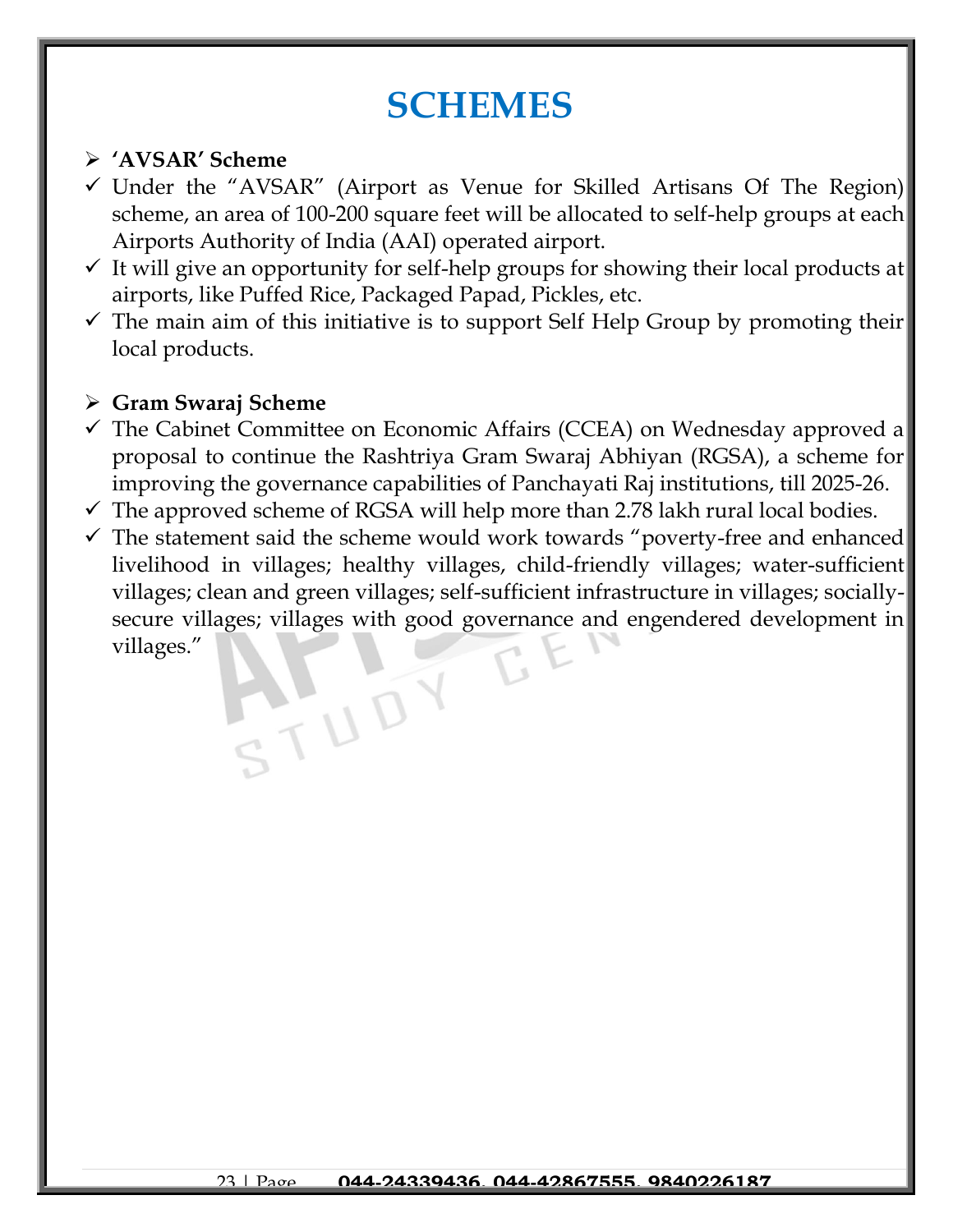# SCHEMES

- **'AVSAR' Scheme**
  - Under the "AVSAR" (Airport as Venue for Skilled Artisans Of The Region) scheme, an area of 100-200 square feet will be allocated to self-help groups at each Airports Authority of India (AAI) operated airport.
  - It will give an opportunity for self-help groups for showing their local products at airports, like Puffed Rice, Packaged Papad, Pickles, etc.
  - The main aim of this initiative is to support Self Help Group by promoting their local products.

- **Gram Swaraj Scheme**
  - The Cabinet Committee on Economic Affairs (CCEA) on Wednesday approved a proposal to continue the Rashtriya Gram Swaraj Abhiyan (RGSA), a scheme for improving the governance capabilities of Panchayati Raj institutions, till 2025-26.
  - The approved scheme of RGSA will help more than 2.78 lakh rural local bodies.
  - The statement said the scheme would work towards "poverty-free and enhanced livelihood in villages; healthy villages, child-friendly villages; water-sufficient villages; clean and green villages; self-sufficient infrastructure in villages; socially-secure villages; villages with good governance and engendered development in villages."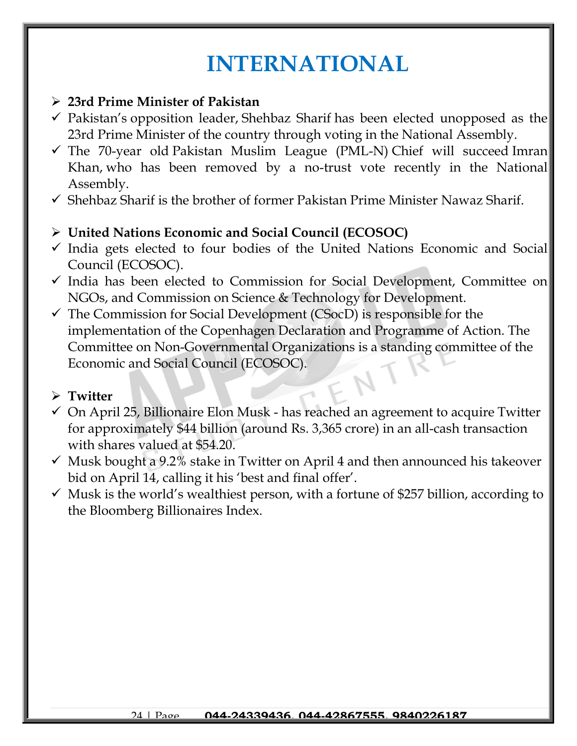# INTERNATIONAL

- **23rd Prime Minister of Pakistan**
- ✓ Pakistan's opposition leader, Shehbaz Sharif has been elected unopposed as the 23rd Prime Minister of the country through voting in the National Assembly.
- ✓ The 70-year old Pakistan Muslim League (PML-N) Chief will succeed Imran Khan, who has been removed by a no-trust vote recently in the National Assembly.
- ✓ Shehbaz Sharif is the brother of former Pakistan Prime Minister Nawaz Sharif.

- **United Nations Economic and Social Council (ECOSOC)**
- ✓ India gets elected to four bodies of the United Nations Economic and Social Council (ECOSOC).
- ✓ India has been elected to Commission for Social Development, Committee on NGOs, and Commission on Science & Technology for Development.
- ✓ The Commission for Social Development (CSocD) is responsible for the implementation of the Copenhagen Declaration and Programme of Action. The Committee on Non-Governmental Organizations is a standing committee of the Economic and Social Council (ECOSOC).

- **Twitter**
- ✓ On April 25, Billionaire Elon Musk - has reached an agreement to acquire Twitter for approximately $44 billion (around Rs. 3,365 crore) in an all-cash transaction with shares valued at $54.20.
- ✓ Musk bought a 9.2% stake in Twitter on April 4 and then announced his takeover bid on April 14, calling it his 'best and final offer'.
- ✓ Musk is the world's wealthiest person, with a fortune of $257 billion, according to the Bloomberg Billionaires Index.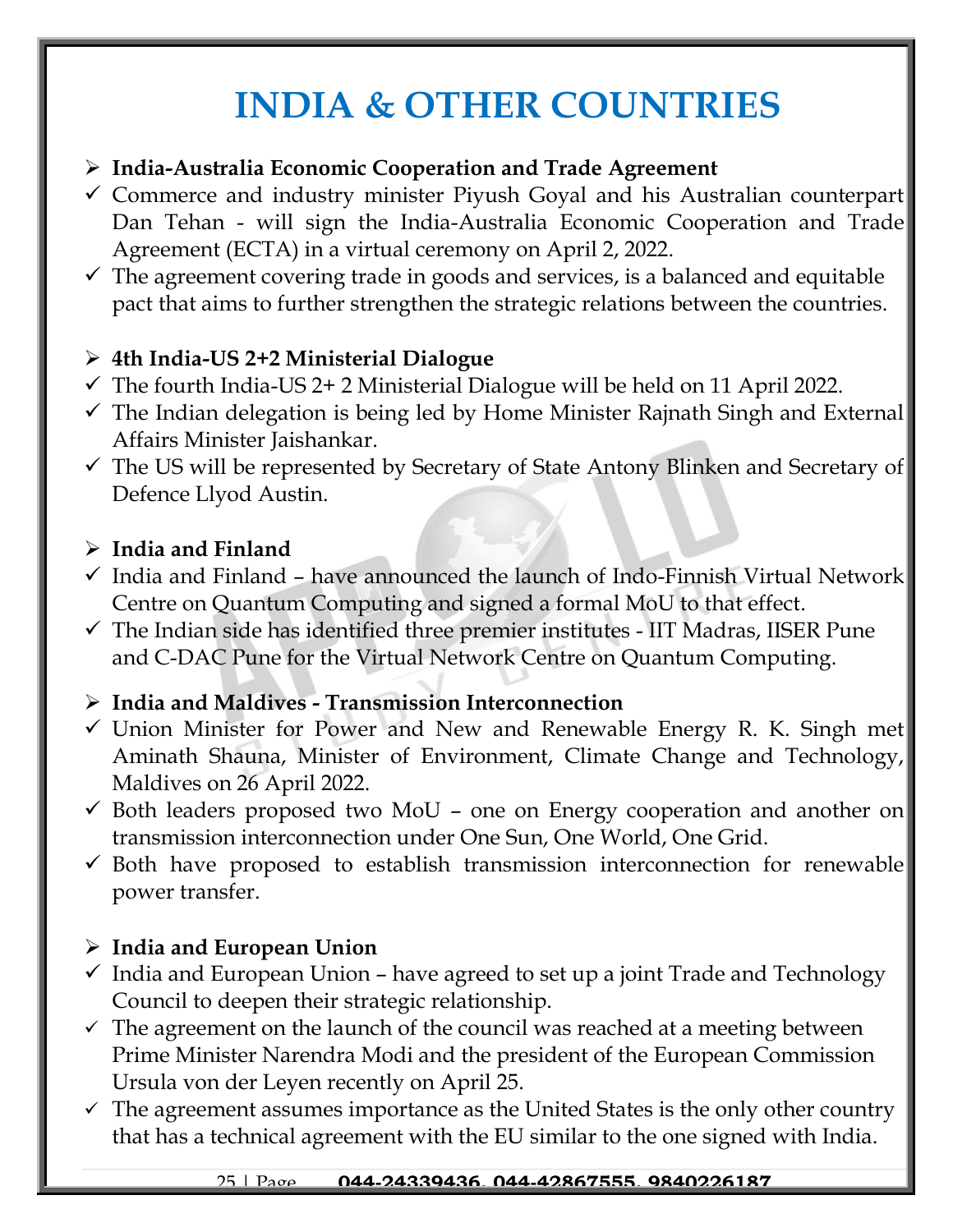# INDIA & OTHER COUNTRIES

## India-Australia Economic Cooperation and Trade Agreement

- ✓ Commerce and industry minister Piyush Goyal and his Australian counterpart Dan Tehan - will sign the India-Australia Economic Cooperation and Trade Agreement (ECTA) in a virtual ceremony on April 2, 2022.
- ✓ The agreement covering trade in goods and services, is a balanced and equitable pact that aims to further strengthen the strategic relations between the countries.

## 4th India-US 2+2 Ministerial Dialogue

- ✓ The fourth India-US 2+ 2 Ministerial Dialogue will be held on 11 April 2022.
- ✓ The Indian delegation is being led by Home Minister Rajnath Singh and External Affairs Minister Jaishankar.
- ✓ The US will be represented by Secretary of State Antony Blinken and Secretary of Defence Llyod Austin.

## India and Finland

- ✓ India and Finland – have announced the launch of Indo-Finnish Virtual Network Centre on Quantum Computing and signed a formal MoU to that effect.
- ✓ The Indian side has identified three premier institutes - IIT Madras, IISER Pune and C-DAC Pune for the Virtual Network Centre on Quantum Computing.

## India and Maldives - Transmission Interconnection

- ✓ Union Minister for Power and New and Renewable Energy R. K. Singh met Aminath Shauna, Minister of Environment, Climate Change and Technology, Maldives on 26 April 2022.
- ✓ Both leaders proposed two MoU – one on Energy cooperation and another on transmission interconnection under One Sun, One World, One Grid.
- ✓ Both have proposed to establish transmission interconnection for renewable power transfer.

## India and European Union

- ✓ India and European Union – have agreed to set up a joint Trade and Technology Council to deepen their strategic relationship.
- ✓ The agreement on the launch of the council was reached at a meeting between Prime Minister Narendra Modi and the president of the European Commission Ursula von der Leyen recently on April 25.
- ✓ The agreement assumes importance as the United States is the only other country that has a technical agreement with the EU similar to the one signed with India.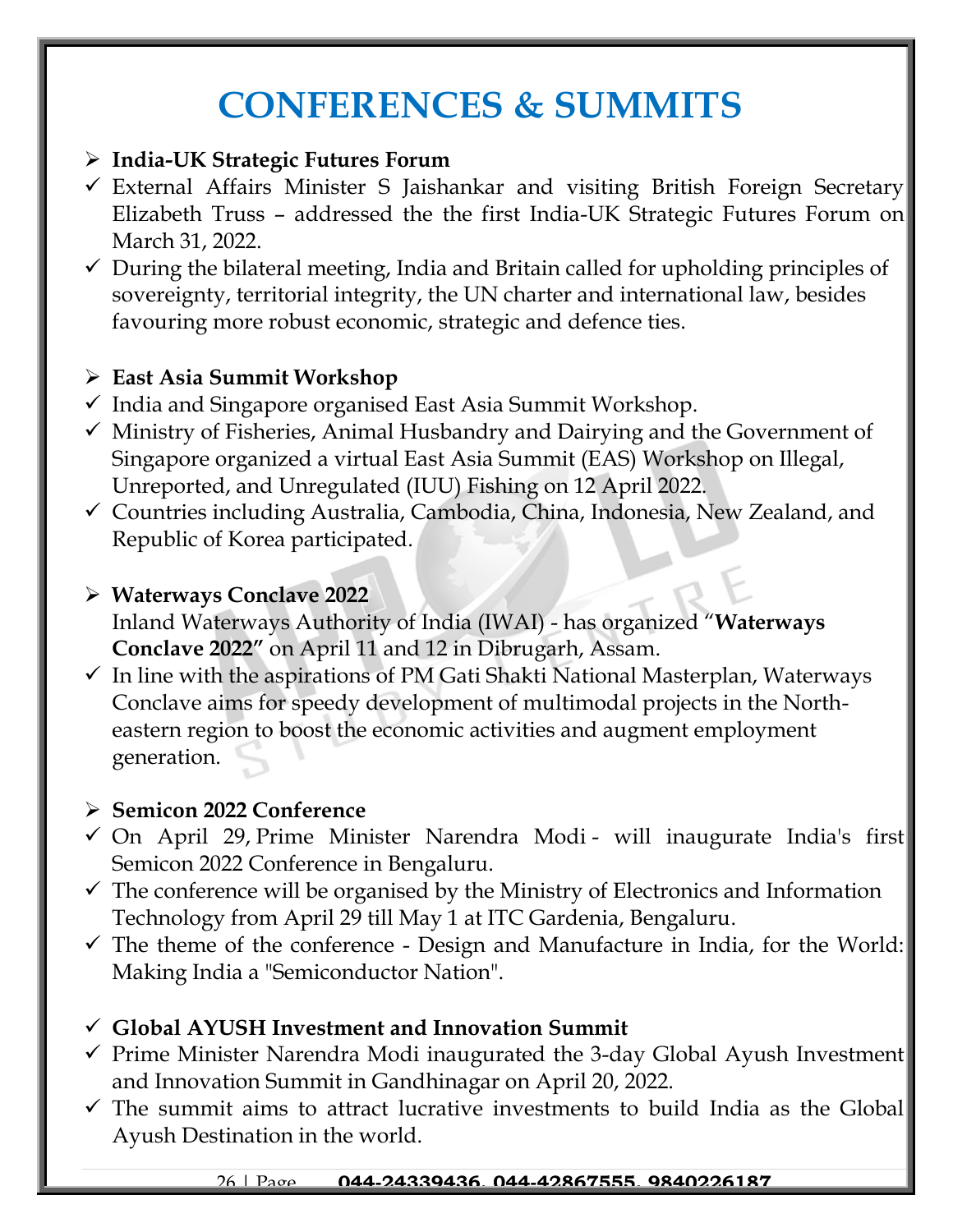# CONFERENCES & SUMMITS

- **India-UK Strategic Futures Forum**
- ✓ External Affairs Minister S Jaishankar and visiting British Foreign Secretary Elizabeth Truss – addressed the the first India-UK Strategic Futures Forum on March 31, 2022.
- ✓ During the bilateral meeting, India and Britain called for upholding principles of sovereignty, territorial integrity, the UN charter and international law, besides favouring more robust economic, strategic and defence ties.

- **East Asia Summit Workshop**
- ✓ India and Singapore organised East Asia Summit Workshop.
- ✓ Ministry of Fisheries, Animal Husbandry and Dairying and the Government of Singapore organized a virtual East Asia Summit (EAS) Workshop on Illegal, Unreported, and Unregulated (IUU) Fishing on 12 April 2022.
- ✓ Countries including Australia, Cambodia, China, Indonesia, New Zealand, and Republic of Korea participated.

- **Waterways Conclave 2022**

  Inland Waterways Authority of India (IWAI) - has organized "**Waterways Conclave 2022**" on April 11 and 12 in Dibrugarh, Assam.
- ✓ In line with the aspirations of PM Gati Shakti National Masterplan, Waterways Conclave aims for speedy development of multimodal projects in the North-eastern region to boost the economic activities and augment employment generation.

- **Semicon 2022 Conference**
- ✓ On April 29, Prime Minister Narendra Modi - will inaugurate India's first Semicon 2022 Conference in Bengaluru.
- ✓ The conference will be organised by the Ministry of Electronics and Information Technology from April 29 till May 1 at ITC Gardenia, Bengaluru.
- ✓ The theme of the conference - Design and Manufacture in India, for the World: Making India a "Semiconductor Nation".

- ✓ **Global AYUSH Investment and Innovation Summit**
- ✓ Prime Minister Narendra Modi inaugurated the 3-day Global Ayush Investment and Innovation Summit in Gandhinagar on April 20, 2022.
- ✓ The summit aims to attract lucrative investments to build India as the Global Ayush Destination in the world.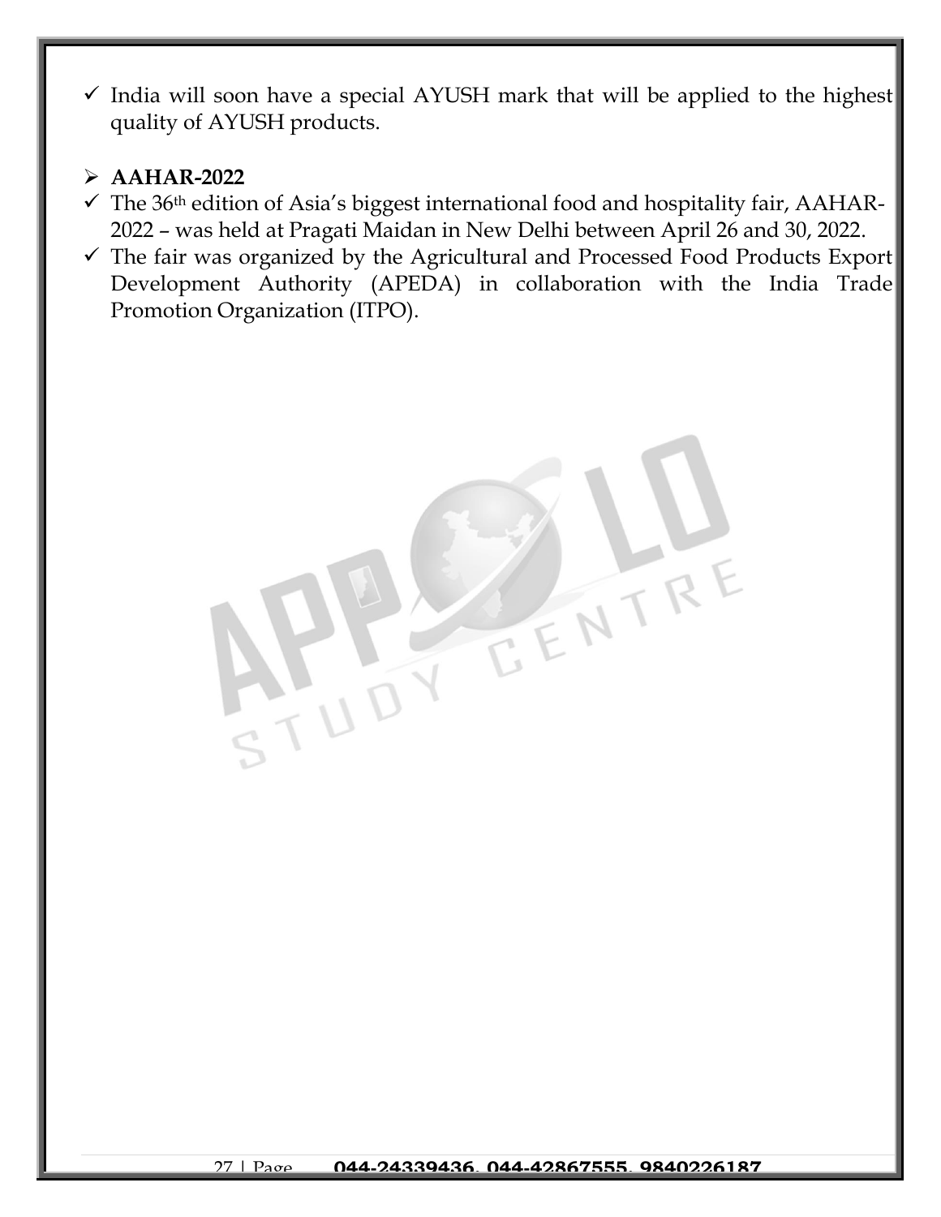- ✓ India will soon have a special AYUSH mark that will be applied to the highest quality of AYUSH products.

## ➢ AAHAR-2022

- ✓ The 36th edition of Asia's biggest international food and hospitality fair, AAHAR-2022 – was held at Pragati Maidan in New Delhi between April 26 and 30, 2022.
- ✓ The fair was organized by the Agricultural and Processed Food Products Export Development Authority (APEDA) in collaboration with the India Trade Promotion Organization (ITPO).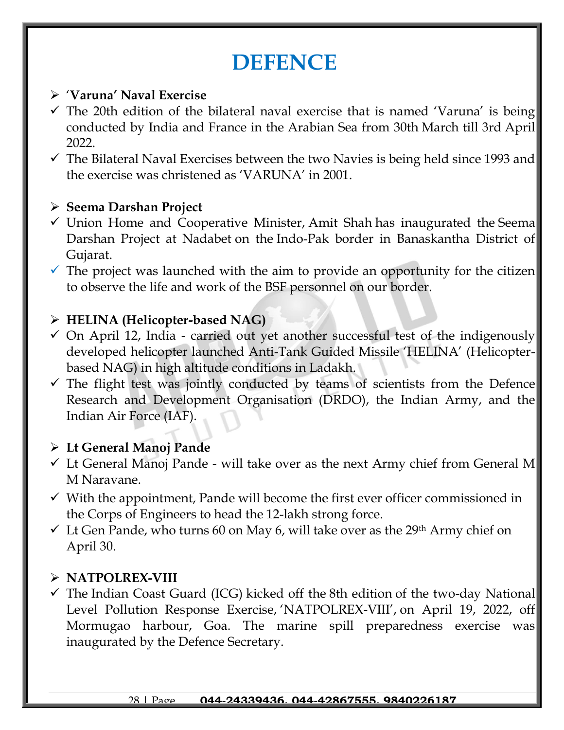# DEFENCE

- **'Varuna' Naval Exercise**
- ✓ The 20th edition of the bilateral naval exercise that is named 'Varuna' is being conducted by India and France in the Arabian Sea from 30th March till 3rd April 2022.
- ✓ The Bilateral Naval Exercises between the two Navies is being held since 1993 and the exercise was christened as 'VARUNA' in 2001.

- **Seema Darshan Project**
- ✓ Union Home and Cooperative Minister, Amit Shah has inaugurated the Seema Darshan Project at Nadabet on the Indo-Pak border in Banaskantha District of Gujarat.
- ✓ The project was launched with the aim to provide an opportunity for the citizen to observe the life and work of the BSF personnel on our border.

- **HELINA (Helicopter-based NAG)**
- ✓ On April 12, India - carried out yet another successful test of the indigenously developed helicopter launched Anti-Tank Guided Missile 'HELINA' (Helicopter-based NAG) in high altitude conditions in Ladakh.
- ✓ The flight test was jointly conducted by teams of scientists from the Defence Research and Development Organisation (DRDO), the Indian Army, and the Indian Air Force (IAF).

- **Lt General Manoj Pande**
- ✓ Lt General Manoj Pande - will take over as the next Army chief from General M M Naravane.
- ✓ With the appointment, Pande will become the first ever officer commissioned in the Corps of Engineers to head the 12-lakh strong force.
- ✓ Lt Gen Pande, who turns 60 on May 6, will take over as the 29th Army chief on April 30.

- **NATPOLREX-VIII**
- ✓ The Indian Coast Guard (ICG) kicked off the 8th edition of the two-day National Level Pollution Response Exercise, 'NATPOLREX-VIII', on April 19, 2022, off Mormugao harbour, Goa. The marine spill preparedness exercise was inaugurated by the Defence Secretary.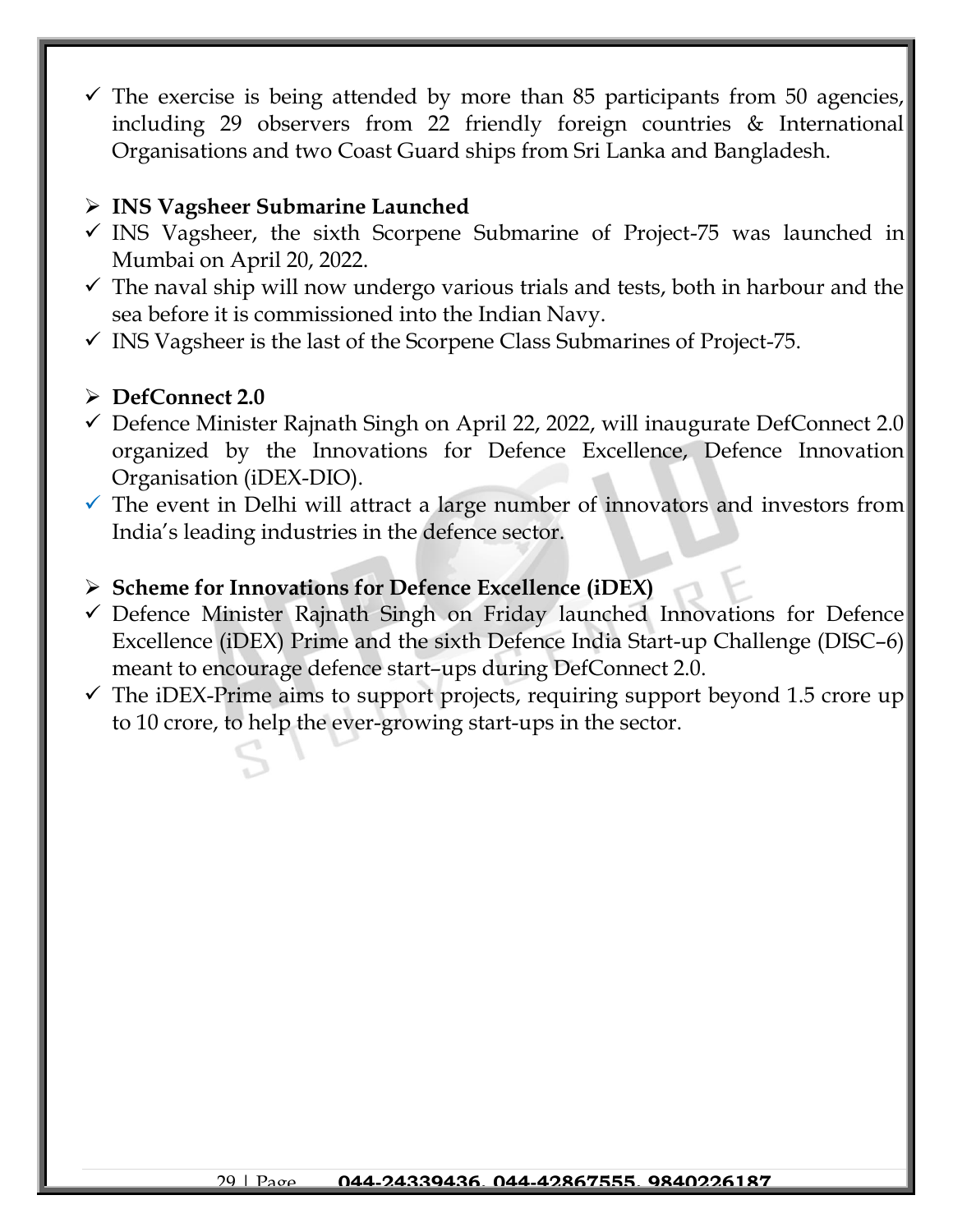- ✓ The exercise is being attended by more than 85 participants from 50 agencies, including 29 observers from 22 friendly foreign countries & International Organisations and two Coast Guard ships from Sri Lanka and Bangladesh.

### ➢ INS Vagsheer Submarine Launched

- ✓ INS Vagsheer, the sixth Scorpene Submarine of Project-75 was launched in Mumbai on April 20, 2022.
- ✓ The naval ship will now undergo various trials and tests, both in harbour and the sea before it is commissioned into the Indian Navy.
- ✓ INS Vagsheer is the last of the Scorpene Class Submarines of Project-75.

### ➢ DefConnect 2.0

- ✓ Defence Minister Rajnath Singh on April 22, 2022, will inaugurate DefConnect 2.0 organized by the Innovations for Defence Excellence, Defence Innovation Organisation (iDEX-DIO).
- ✓ The event in Delhi will attract a large number of innovators and investors from India's leading industries in the defence sector.

### ➢ Scheme for Innovations for Defence Excellence (iDEX)

- ✓ Defence Minister Rajnath Singh on Friday launched Innovations for Defence Excellence (iDEX) Prime and the sixth Defence India Start-up Challenge (DISC–6) meant to encourage defence start–ups during DefConnect 2.0.
- ✓ The iDEX-Prime aims to support projects, requiring support beyond 1.5 crore up to 10 crore, to help the ever-growing start-ups in the sector.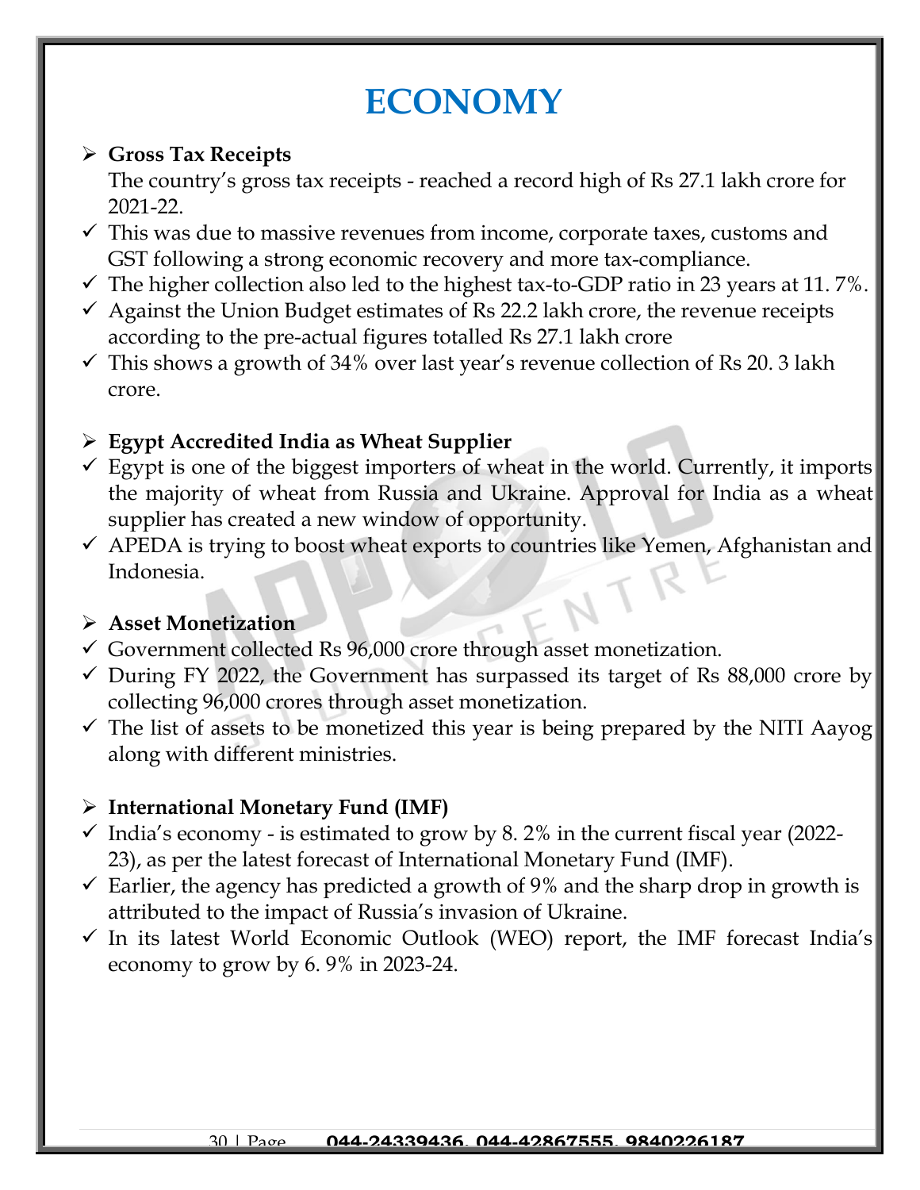# ECONOMY

- **Gross Tax Receipts**

  The country's gross tax receipts - reached a record high of Rs 27.1 lakh crore for 2021-22.

- ✓ This was due to massive revenues from income, corporate taxes, customs and GST following a strong economic recovery and more tax-compliance.
- ✓ The higher collection also led to the highest tax-to-GDP ratio in 23 years at 11. 7%.
- ✓ Against the Union Budget estimates of Rs 22.2 lakh crore, the revenue receipts according to the pre-actual figures totalled Rs 27.1 lakh crore
- ✓ This shows a growth of 34% over last year's revenue collection of Rs 20. 3 lakh crore.

- **Egypt Accredited India as Wheat Supplier**
- ✓ Egypt is one of the biggest importers of wheat in the world. Currently, it imports the majority of wheat from Russia and Ukraine. Approval for India as a wheat supplier has created a new window of opportunity.
- ✓ APEDA is trying to boost wheat exports to countries like Yemen, Afghanistan and Indonesia.

- **Asset Monetization**
- ✓ Government collected Rs 96,000 crore through asset monetization.
- ✓ During FY 2022, the Government has surpassed its target of Rs 88,000 crore by collecting 96,000 crores through asset monetization.
- ✓ The list of assets to be monetized this year is being prepared by the NITI Aayog along with different ministries.

- **International Monetary Fund (IMF)**
- ✓ India's economy - is estimated to grow by 8. 2% in the current fiscal year (2022-23), as per the latest forecast of International Monetary Fund (IMF).
- ✓ Earlier, the agency has predicted a growth of 9% and the sharp drop in growth is attributed to the impact of Russia's invasion of Ukraine.
- ✓ In its latest World Economic Outlook (WEO) report, the IMF forecast India's economy to grow by 6. 9% in 2023-24.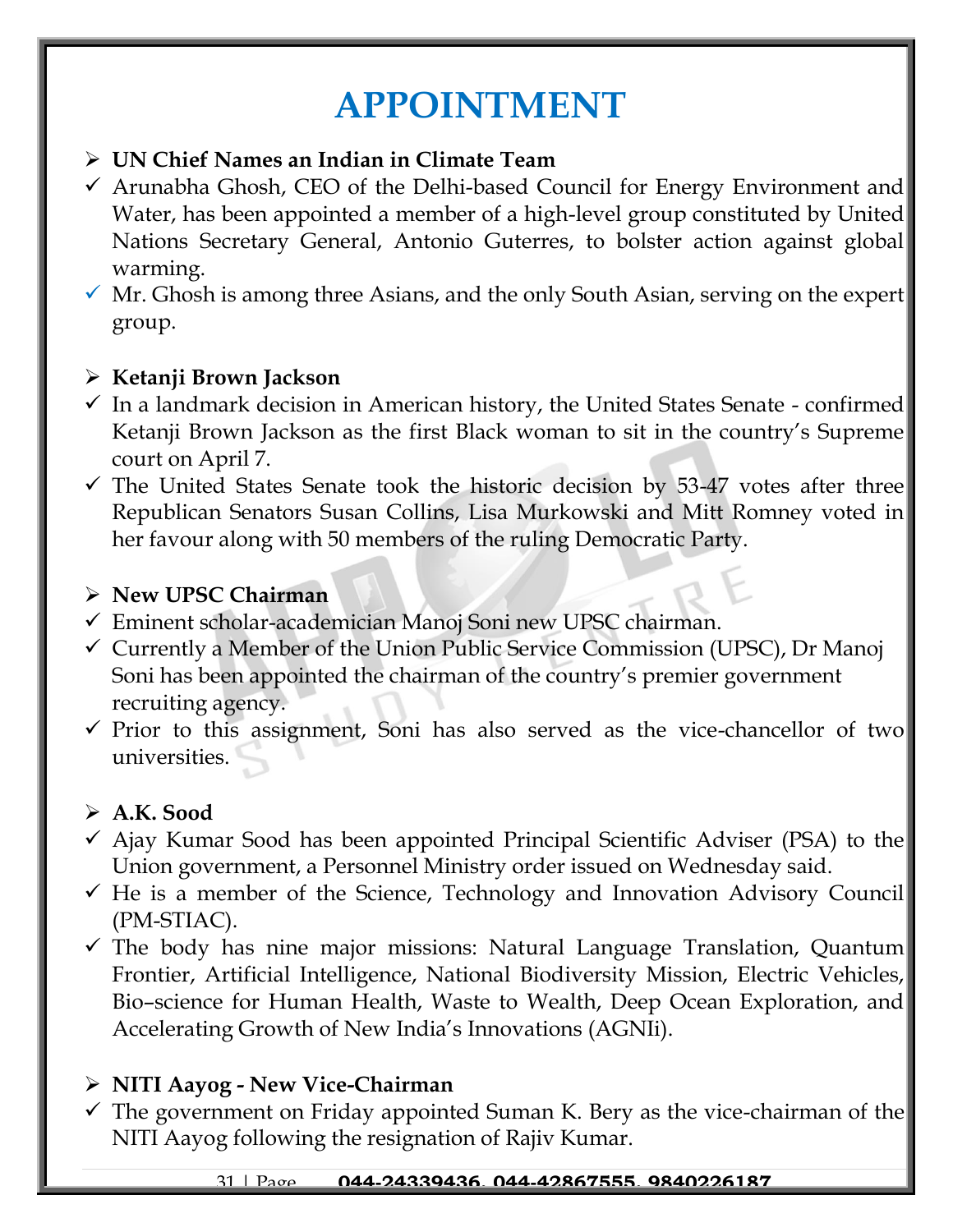# APPOINTMENT

- **UN Chief Names an Indian in Climate Team**
  - ✓ Arunabha Ghosh, CEO of the Delhi-based Council for Energy Environment and Water, has been appointed a member of a high-level group constituted by United Nations Secretary General, Antonio Guterres, to bolster action against global warming.
  - ✓ Mr. Ghosh is among three Asians, and the only South Asian, serving on the expert group.

- **Ketanji Brown Jackson**
  - ✓ In a landmark decision in American history, the United States Senate - confirmed Ketanji Brown Jackson as the first Black woman to sit in the country's Supreme court on April 7.
  - ✓ The United States Senate took the historic decision by 53-47 votes after three Republican Senators Susan Collins, Lisa Murkowski and Mitt Romney voted in her favour along with 50 members of the ruling Democratic Party.

- **New UPSC Chairman**
  - ✓ Eminent scholar-academician Manoj Soni new UPSC chairman.
  - ✓ Currently a Member of the Union Public Service Commission (UPSC), Dr Manoj Soni has been appointed the chairman of the country's premier government recruiting agency.
  - ✓ Prior to this assignment, Soni has also served as the vice-chancellor of two universities.

- **A.K. Sood**
  - ✓ Ajay Kumar Sood has been appointed Principal Scientific Adviser (PSA) to the Union government, a Personnel Ministry order issued on Wednesday said.
  - ✓ He is a member of the Science, Technology and Innovation Advisory Council (PM-STIAC).
  - ✓ The body has nine major missions: Natural Language Translation, Quantum Frontier, Artificial Intelligence, National Biodiversity Mission, Electric Vehicles, Bio–science for Human Health, Waste to Wealth, Deep Ocean Exploration, and Accelerating Growth of New India's Innovations (AGNIi).

- **NITI Aayog - New Vice-Chairman**
  - ✓ The government on Friday appointed Suman K. Bery as the vice-chairman of the NITI Aayog following the resignation of Rajiv Kumar.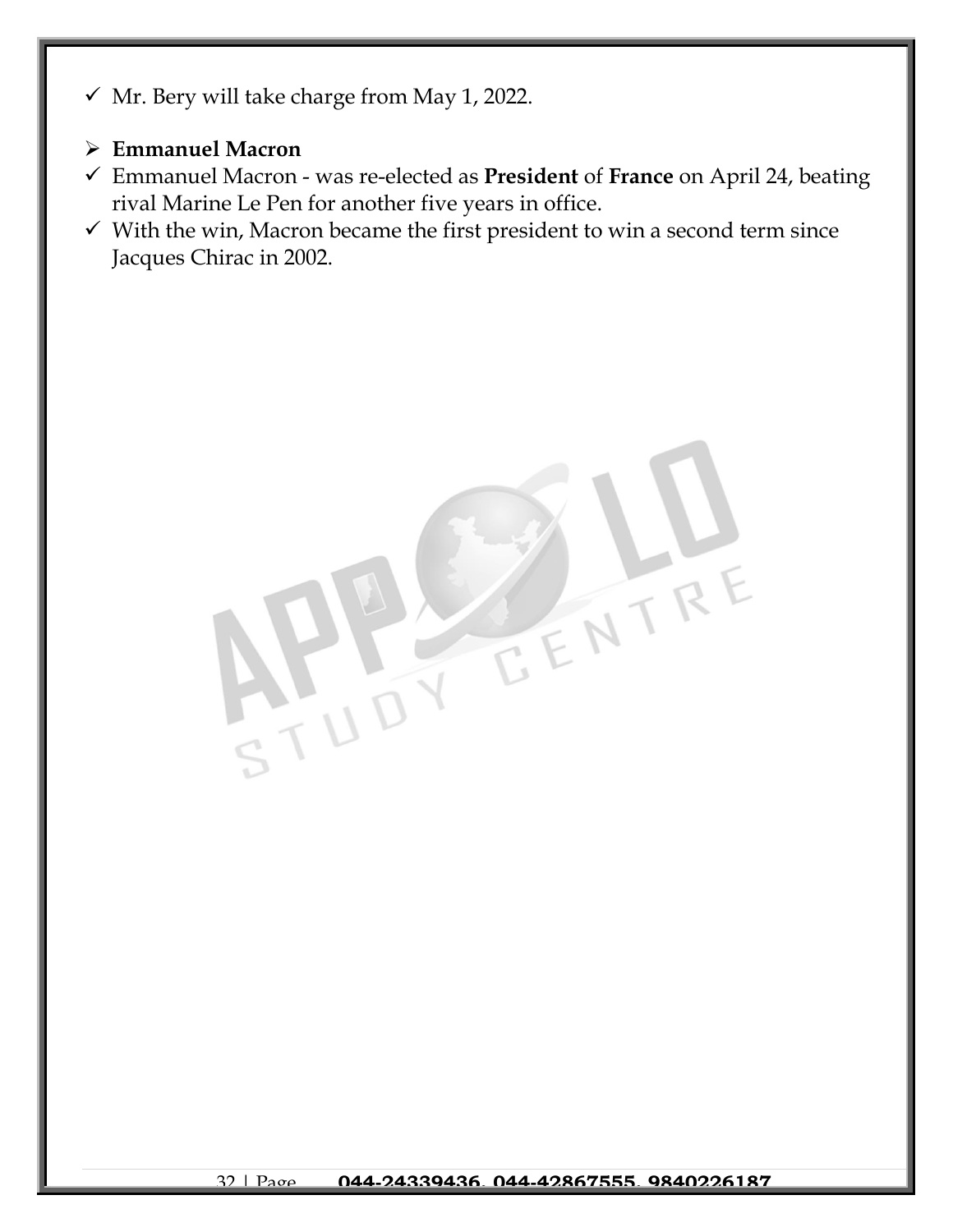- ✓ Mr. Bery will take charge from May 1, 2022.

- **Emmanuel Macron**
  - ✓ Emmanuel Macron - was re-elected as **President** of **France** on April 24, beating rival Marine Le Pen for another five years in office.
  - ✓ With the win, Macron became the first president to win a second term since Jacques Chirac in 2002.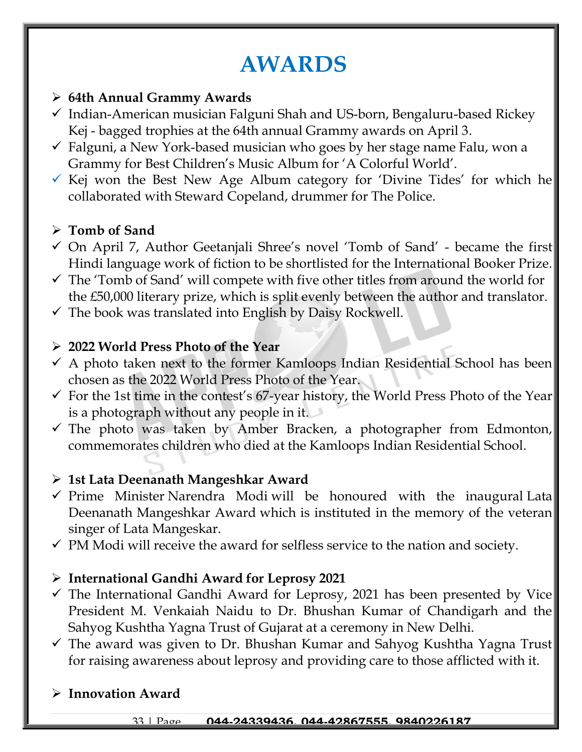# AWARDS

- **64th Annual Grammy Awards**
  - ✓ Indian-American musician Falguni Shah and US-born, Bengaluru-based Rickey Kej - bagged trophies at the 64th annual Grammy awards on April 3.
  - ✓ Falguni, a New York-based musician who goes by her stage name Falu, won a Grammy for Best Children's Music Album for 'A Colorful World'.
  - ✓ Kej won the Best New Age Album category for 'Divine Tides' for which he collaborated with Steward Copeland, drummer for The Police.

- **Tomb of Sand**
  - ✓ On April 7, Author Geetanjali Shree's novel 'Tomb of Sand' - became the first Hindi language work of fiction to be shortlisted for the International Booker Prize.
  - ✓ The 'Tomb of Sand' will compete with five other titles from around the world for the £50,000 literary prize, which is split evenly between the author and translator.
  - ✓ The book was translated into English by Daisy Rockwell.

- **2022 World Press Photo of the Year**
  - ✓ A photo taken next to the former Kamloops Indian Residential School has been chosen as the 2022 World Press Photo of the Year.
  - ✓ For the 1st time in the contest's 67-year history, the World Press Photo of the Year is a photograph without any people in it.
  - ✓ The photo was taken by Amber Bracken, a photographer from Edmonton, commemorates children who died at the Kamloops Indian Residential School.

- **1st Lata Deenanath Mangeshkar Award**
  - ✓ Prime Minister Narendra Modi will be honoured with the inaugural Lata Deenanath Mangeshkar Award which is instituted in the memory of the veteran singer of Lata Mangeskar.
  - ✓ PM Modi will receive the award for selfless service to the nation and society.

- **International Gandhi Award for Leprosy 2021**
  - ✓ The International Gandhi Award for Leprosy, 2021 has been presented by Vice President M. Venkaiah Naidu to Dr. Bhushan Kumar of Chandigarh and the Sahyog Kushtha Yagna Trust of Gujarat at a ceremony in New Delhi.
  - ✓ The award was given to Dr. Bhushan Kumar and Sahyog Kushtha Yagna Trust for raising awareness about leprosy and providing care to those afflicted with it.

- **Innovation Award**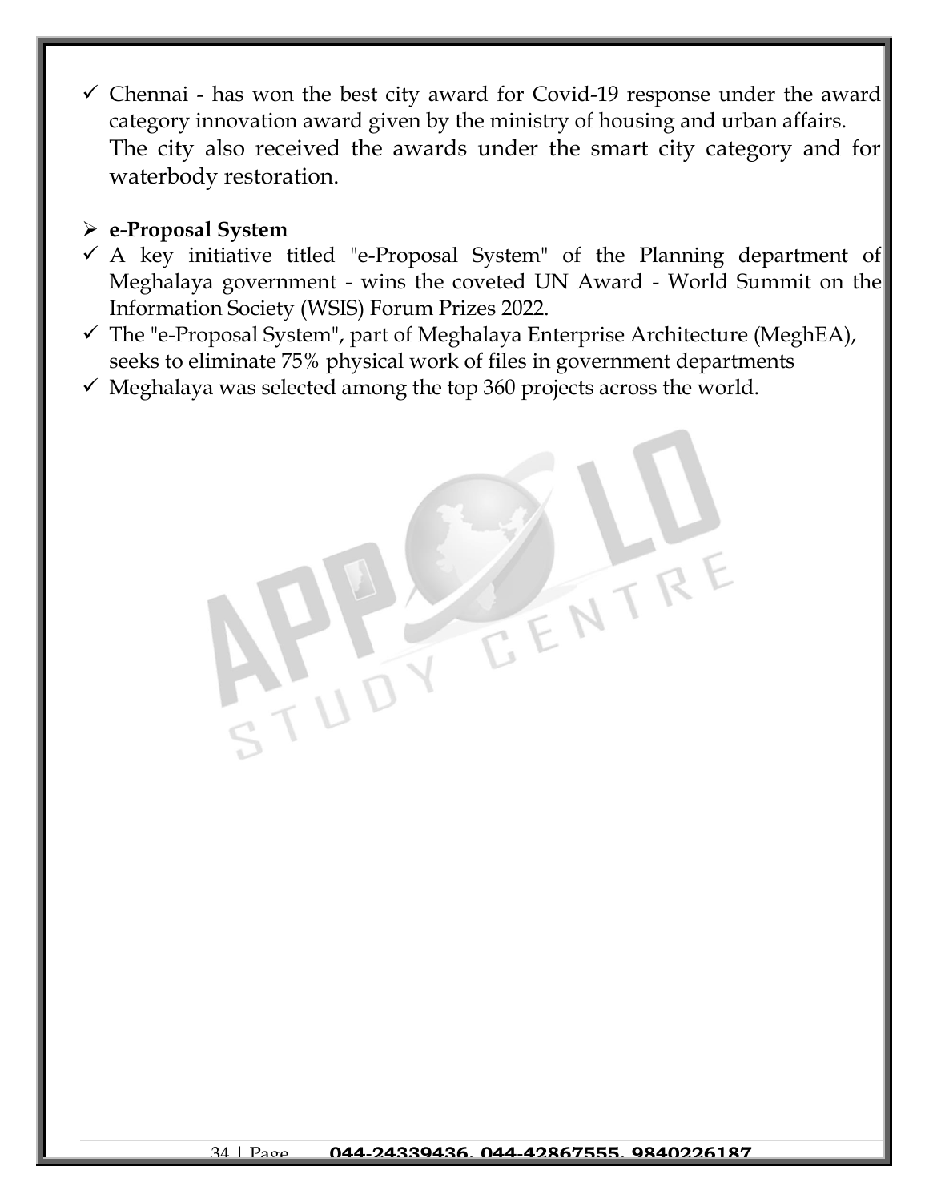- ✓ Chennai - has won the best city award for Covid-19 response under the award category innovation award given by the ministry of housing and urban affairs. The city also received the awards under the smart city category and for waterbody restoration.

- **e-Proposal System**
- ✓ A key initiative titled "e-Proposal System" of the Planning department of Meghalaya government - wins the coveted UN Award - World Summit on the Information Society (WSIS) Forum Prizes 2022.
- ✓ The "e-Proposal System", part of Meghalaya Enterprise Architecture (MeghEA), seeks to eliminate 75% physical work of files in government departments
- ✓ Meghalaya was selected among the top 360 projects across the world.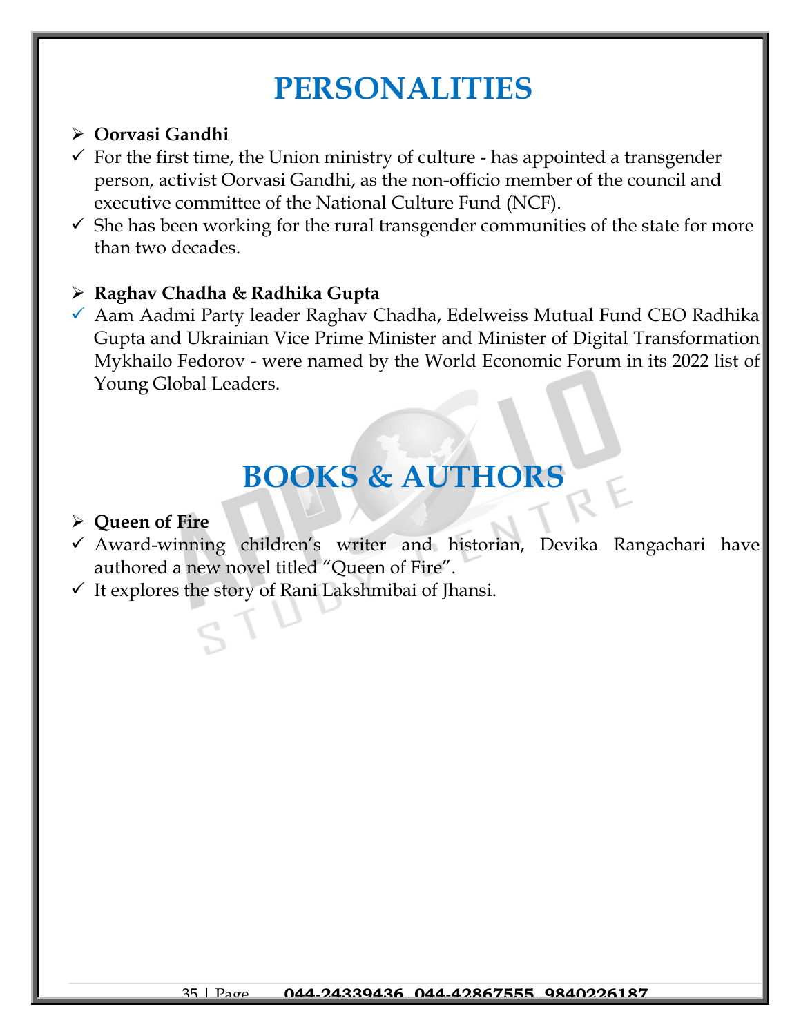# PERSONALITIES

- **Oorvasi Gandhi**
- ✓ For the first time, the Union ministry of culture - has appointed a transgender person, activist Oorvasi Gandhi, as the non-officio member of the council and executive committee of the National Culture Fund (NCF).
- ✓ She has been working for the rural transgender communities of the state for more than two decades.

- **Raghav Chadha & Radhika Gupta**
- ✓ Aam Aadmi Party leader Raghav Chadha, Edelweiss Mutual Fund CEO Radhika Gupta and Ukrainian Vice Prime Minister and Minister of Digital Transformation Mykhailo Fedorov - were named by the World Economic Forum in its 2022 list of Young Global Leaders.

# BOOKS & AUTHORS

- **Queen of Fire**
- ✓ Award-winning children's writer and historian, Devika Rangachari have authored a new novel titled "Queen of Fire".
- ✓ It explores the story of Rani Lakshmibai of Jhansi.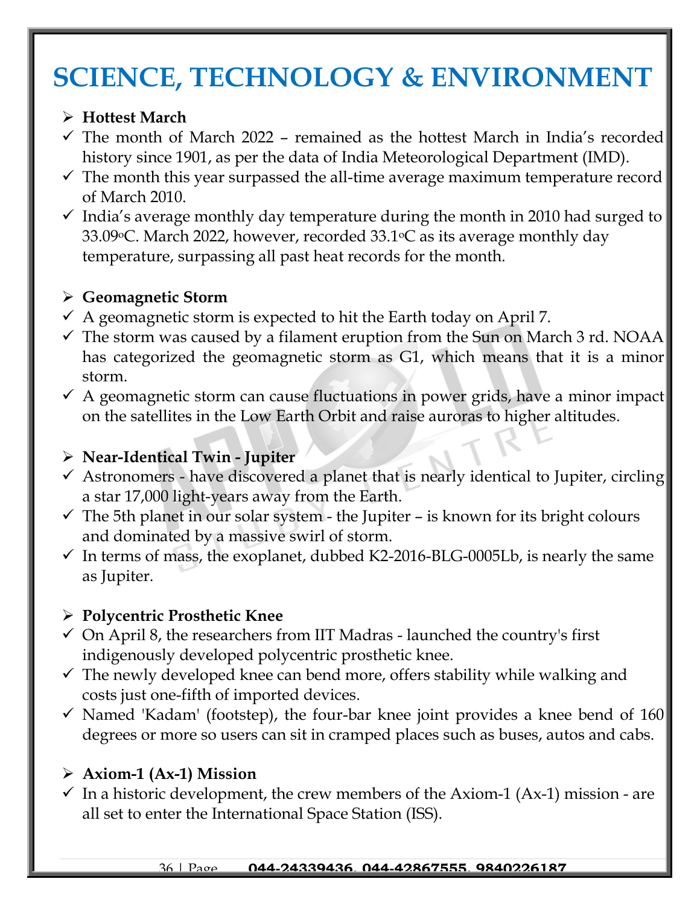# SCIENCE, TECHNOLOGY & ENVIRONMENT

- **Hottest March**
- ✓ The month of March 2022 – remained as the hottest March in India's recorded history since 1901, as per the data of India Meteorological Department (IMD).
- ✓ The month this year surpassed the all-time average maximum temperature record of March 2010.
- ✓ India's average monthly day temperature during the month in 2010 had surged to 33.09$^{o}$C. March 2022, however, recorded 33.1$^{o}$C as its average monthly day temperature, surpassing all past heat records for the month.

- **Geomagnetic Storm**
- ✓ A geomagnetic storm is expected to hit the Earth today on April 7.
- ✓ The storm was caused by a filament eruption from the Sun on March 3 rd. NOAA has categorized the geomagnetic storm as G1, which means that it is a minor storm.
- ✓ A geomagnetic storm can cause fluctuations in power grids, have a minor impact on the satellites in the Low Earth Orbit and raise auroras to higher altitudes.

- **Near-Identical Twin - Jupiter**
- ✓ Astronomers - have discovered a planet that is nearly identical to Jupiter, circling a star 17,000 light-years away from the Earth.
- ✓ The 5th planet in our solar system - the Jupiter – is known for its bright colours and dominated by a massive swirl of storm.
- ✓ In terms of mass, the exoplanet, dubbed K2-2016-BLG-0005Lb, is nearly the same as Jupiter.

- **Polycentric Prosthetic Knee**
- ✓ On April 8, the researchers from IIT Madras - launched the country's first indigenously developed polycentric prosthetic knee.
- ✓ The newly developed knee can bend more, offers stability while walking and costs just one-fifth of imported devices.
- ✓ Named 'Kadam' (footstep), the four-bar knee joint provides a knee bend of 160 degrees or more so users can sit in cramped places such as buses, autos and cabs.

- **Axiom-1 (Ax-1) Mission**
- ✓ In a historic development, the crew members of the Axiom-1 (Ax-1) mission - are all set to enter the International Space Station (ISS).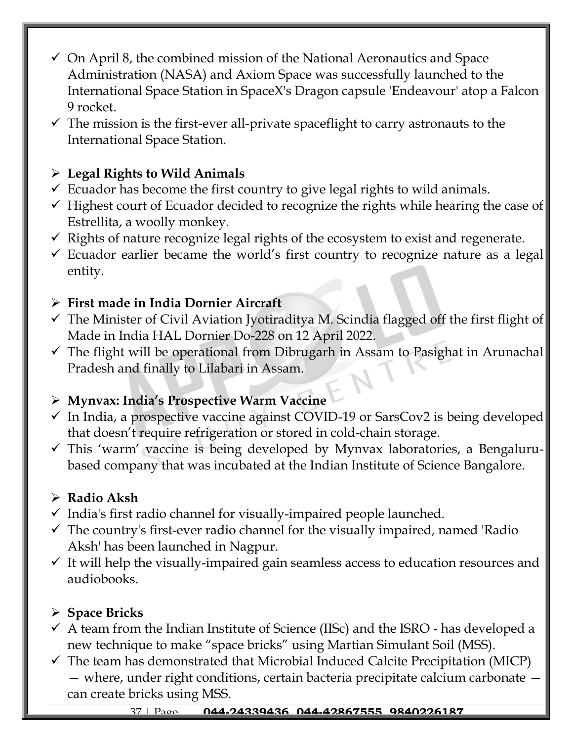- On April 8, the combined mission of the National Aeronautics and Space Administration (NASA) and Axiom Space was successfully launched to the International Space Station in SpaceX's Dragon capsule 'Endeavour' atop a Falcon 9 rocket.
- The mission is the first-ever all-private spaceflight to carry astronauts to the International Space Station.

## Legal Rights to Wild Animals

- Ecuador has become the first country to give legal rights to wild animals.
- Highest court of Ecuador decided to recognize the rights while hearing the case of Estrellita, a woolly monkey.
- Rights of nature recognize legal rights of the ecosystem to exist and regenerate.
- Ecuador earlier became the world's first country to recognize nature as a legal entity.

## First made in India Dornier Aircraft

- The Minister of Civil Aviation Jyotiraditya M. Scindia flagged off the first flight of Made in India HAL Dornier Do-228 on 12 April 2022.
- The flight will be operational from Dibrugarh in Assam to Pasighat in Arunachal Pradesh and finally to Lilabari in Assam.

## Mynvax: India's Prospective Warm Vaccine

- In India, a prospective vaccine against COVID-19 or SarsCov2 is being developed that doesn't require refrigeration or stored in cold-chain storage.
- This 'warm' vaccine is being developed by Mynvax laboratories, a Bengaluru-based company that was incubated at the Indian Institute of Science Bangalore.

## Radio Aksh

- India's first radio channel for visually-impaired people launched.
- The country's first-ever radio channel for the visually impaired, named 'Radio Aksh' has been launched in Nagpur.
- It will help the visually-impaired gain seamless access to education resources and audiobooks.

## Space Bricks

- A team from the Indian Institute of Science (IISc) and the ISRO - has developed a new technique to make "space bricks" using Martian Simulant Soil (MSS).
- The team has demonstrated that Microbial Induced Calcite Precipitation (MICP) — where, under right conditions, certain bacteria precipitate calcium carbonate — can create bricks using MSS.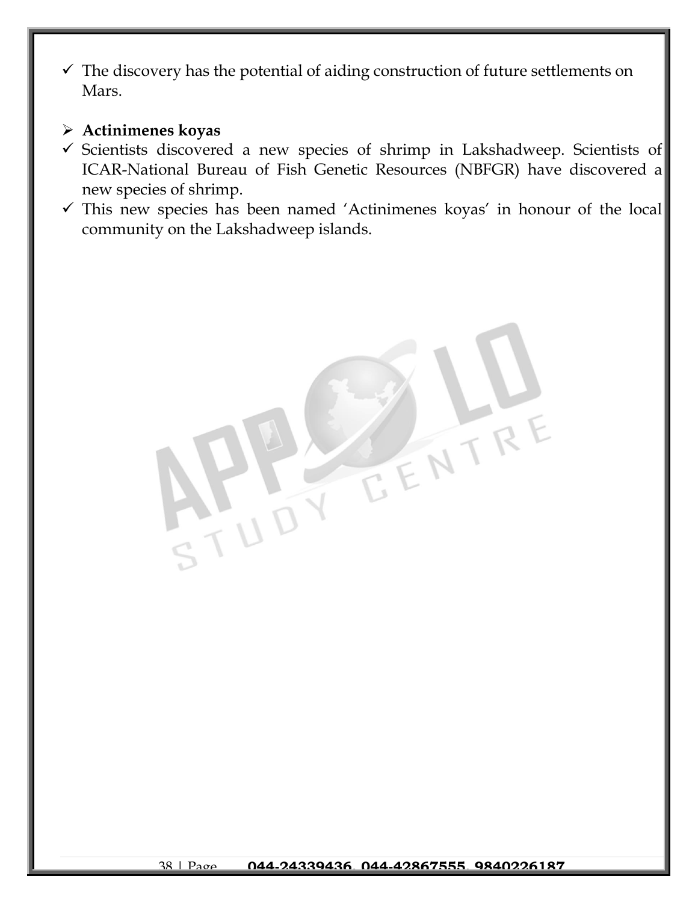- ✓ The discovery has the potential of aiding construction of future settlements on Mars.

- ➢ **Actinimenes koyas**
- ✓ Scientists discovered a new species of shrimp in Lakshadweep. Scientists of ICAR-National Bureau of Fish Genetic Resources (NBFGR) have discovered a new species of shrimp.
- ✓ This new species has been named 'Actinimenes koyas' in honour of the local community on the Lakshadweep islands.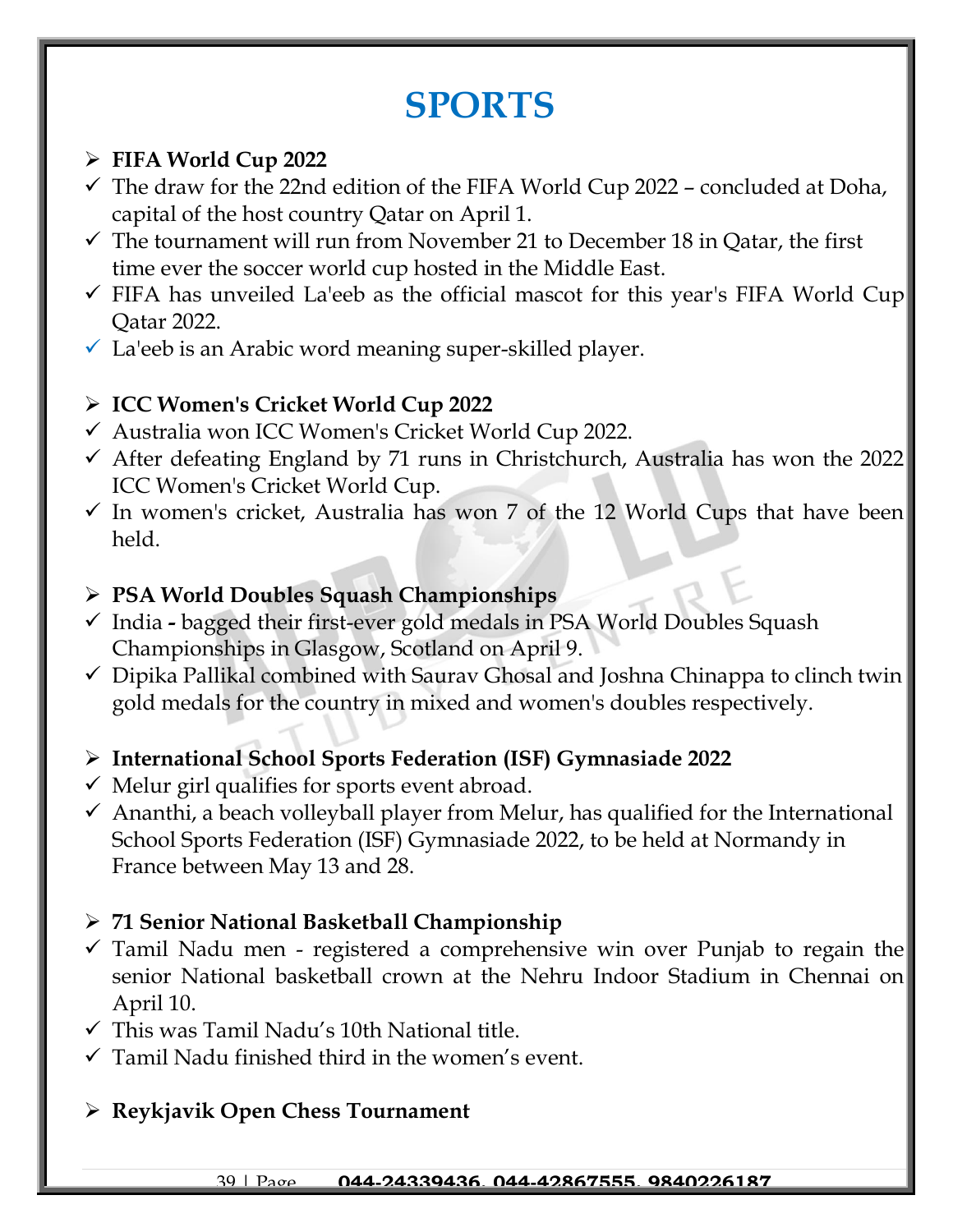# SPORTS

- **FIFA World Cup 2022**
- ✓ The draw for the 22nd edition of the FIFA World Cup 2022 – concluded at Doha, capital of the host country Qatar on April 1.
- ✓ The tournament will run from November 21 to December 18 in Qatar, the first time ever the soccer world cup hosted in the Middle East.
- ✓ FIFA has unveiled La'eeb as the official mascot for this year's FIFA World Cup Qatar 2022.
- ✓ La'eeb is an Arabic word meaning super-skilled player.

- **ICC Women's Cricket World Cup 2022**
- ✓ Australia won ICC Women's Cricket World Cup 2022.
- ✓ After defeating England by 71 runs in Christchurch, Australia has won the 2022 ICC Women's Cricket World Cup.
- ✓ In women's cricket, Australia has won 7 of the 12 World Cups that have been held.

- **PSA World Doubles Squash Championships**
- ✓ India **-** bagged their first-ever gold medals in PSA World Doubles Squash Championships in Glasgow, Scotland on April 9.
- ✓ Dipika Pallikal combined with Saurav Ghosal and Joshna Chinappa to clinch twin gold medals for the country in mixed and women's doubles respectively.

- **International School Sports Federation (ISF) Gymnasiade 2022**
- ✓ Melur girl qualifies for sports event abroad.
- ✓ Ananthi, a beach volleyball player from Melur, has qualified for the International School Sports Federation (ISF) Gymnasiade 2022, to be held at Normandy in France between May 13 and 28.

- **71 Senior National Basketball Championship**
- ✓ Tamil Nadu men - registered a comprehensive win over Punjab to regain the senior National basketball crown at the Nehru Indoor Stadium in Chennai on April 10.
- ✓ This was Tamil Nadu's 10th National title.
- ✓ Tamil Nadu finished third in the women's event.

- **Reykjavik Open Chess Tournament**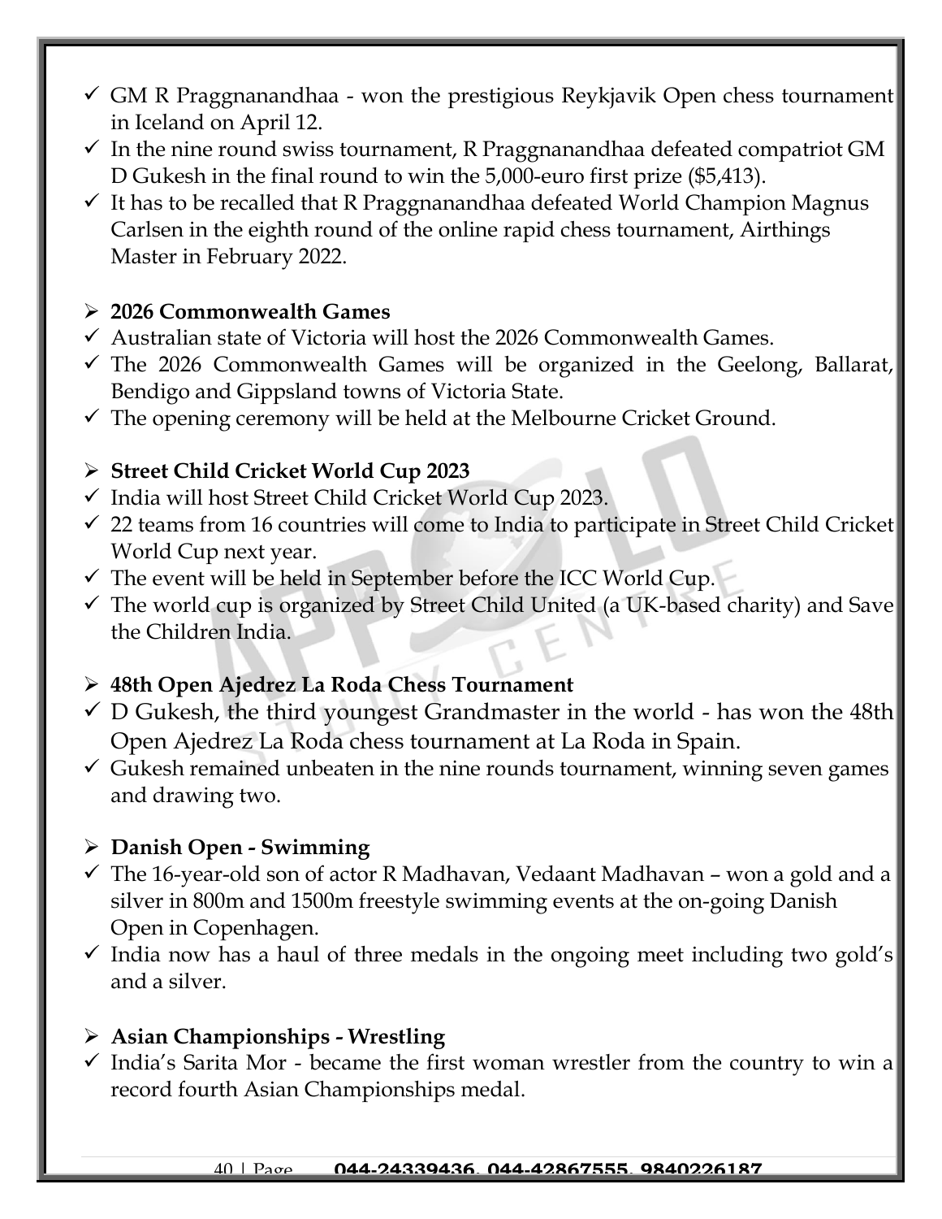- ✓ GM R Praggnanandhaa - won the prestigious Reykjavik Open chess tournament in Iceland on April 12.
- ✓ In the nine round swiss tournament, R Praggnanandhaa defeated compatriot GM D Gukesh in the final round to win the 5,000-euro first prize ($5,413).
- ✓ It has to be recalled that R Praggnanandhaa defeated World Champion Magnus Carlsen in the eighth round of the online rapid chess tournament, Airthings Master in February 2022.

### ➢ 2026 Commonwealth Games

- ✓ Australian state of Victoria will host the 2026 Commonwealth Games.
- ✓ The 2026 Commonwealth Games will be organized in the Geelong, Ballarat, Bendigo and Gippsland towns of Victoria State.
- ✓ The opening ceremony will be held at the Melbourne Cricket Ground.

### ➢ Street Child Cricket World Cup 2023

- ✓ India will host Street Child Cricket World Cup 2023.
- ✓ 22 teams from 16 countries will come to India to participate in Street Child Cricket World Cup next year.
- ✓ The event will be held in September before the ICC World Cup.
- ✓ The world cup is organized by Street Child United (a UK-based charity) and Save the Children India.

### ➢ 48th Open Ajedrez La Roda Chess Tournament

- ✓ D Gukesh, the third youngest Grandmaster in the world - has won the 48th Open Ajedrez La Roda chess tournament at La Roda in Spain.
- ✓ Gukesh remained unbeaten in the nine rounds tournament, winning seven games and drawing two.

### ➢ Danish Open - Swimming

- ✓ The 16-year-old son of actor R Madhavan, Vedaant Madhavan – won a gold and a silver in 800m and 1500m freestyle swimming events at the on-going Danish Open in Copenhagen.
- ✓ India now has a haul of three medals in the ongoing meet including two gold's and a silver.

### ➢ Asian Championships - Wrestling

- ✓ India's Sarita Mor - became the first woman wrestler from the country to win a record fourth Asian Championships medal.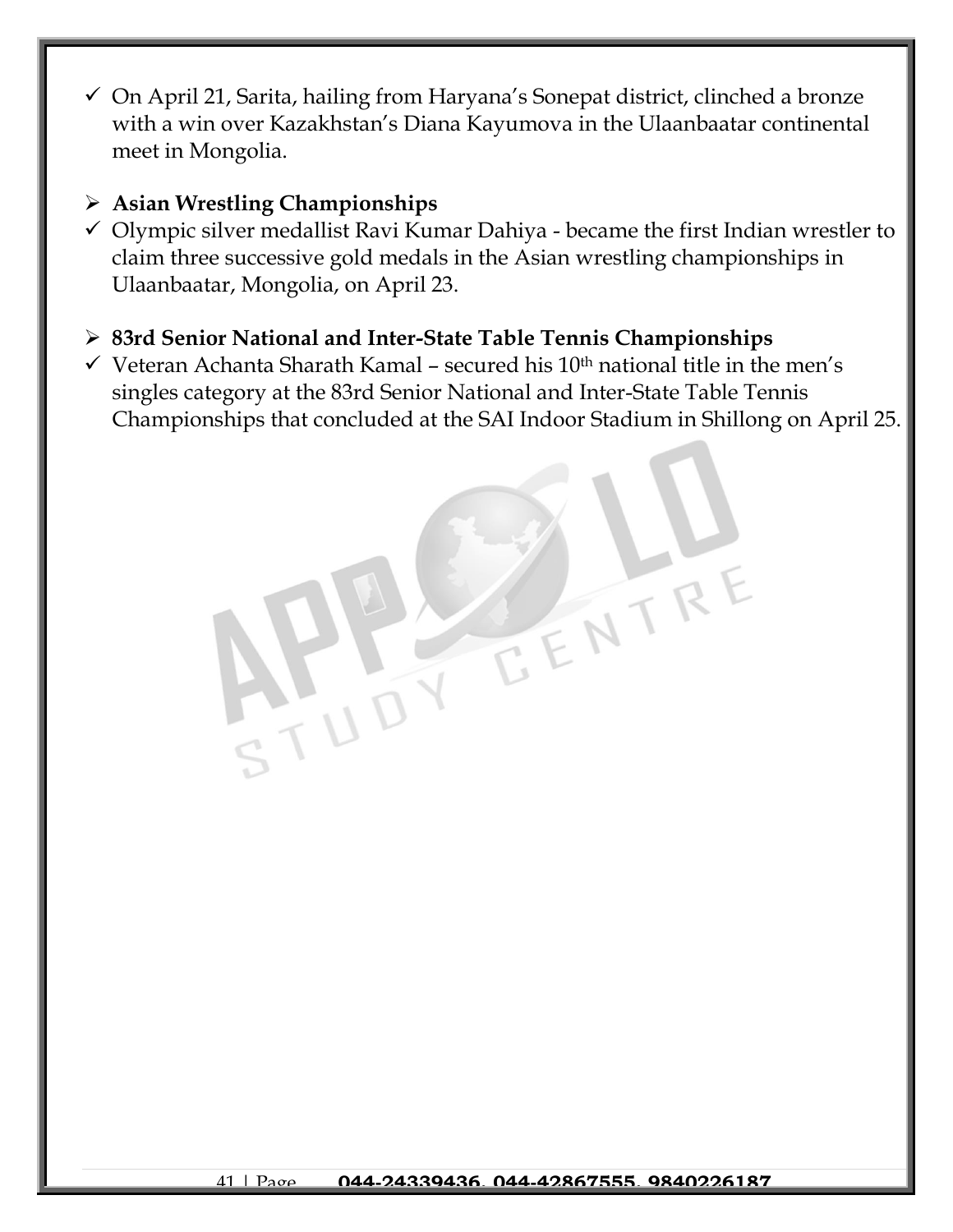- ✓ On April 21, Sarita, hailing from Haryana's Sonepat district, clinched a bronze with a win over Kazakhstan's Diana Kayumova in the Ulaanbaatar continental meet in Mongolia.

### Asian Wrestling Championships

- ✓ Olympic silver medallist Ravi Kumar Dahiya - became the first Indian wrestler to claim three successive gold medals in the Asian wrestling championships in Ulaanbaatar, Mongolia, on April 23.

### 83rd Senior National and Inter-State Table Tennis Championships

- ✓ Veteran Achanta Sharath Kamal – secured his 10th national title in the men's singles category at the 83rd Senior National and Inter-State Table Tennis Championships that concluded at the SAI Indoor Stadium in Shillong on April 25.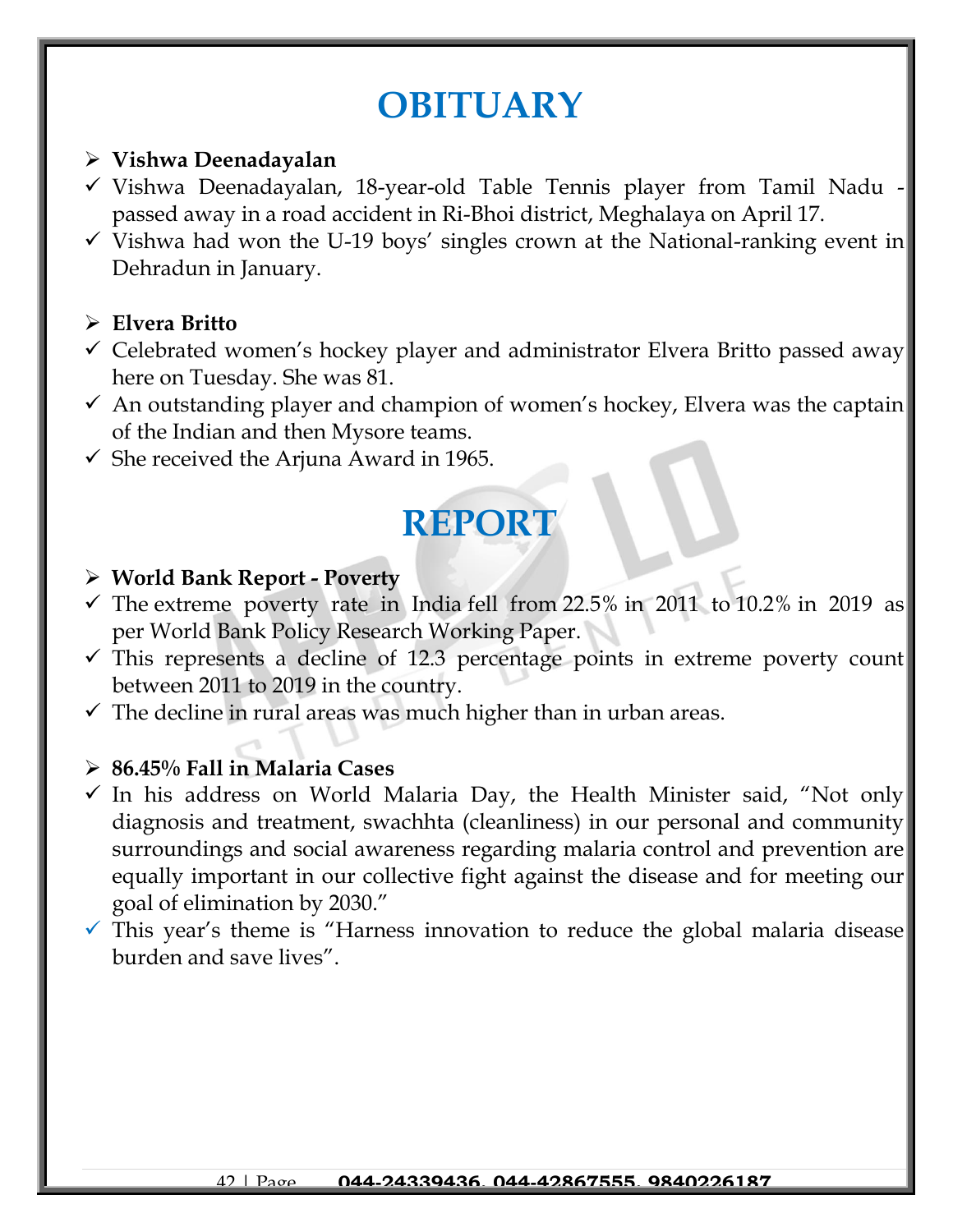# OBITUARY

- **Vishwa Deenadayalan**
- ✓ Vishwa Deenadayalan, 18-year-old Table Tennis player from Tamil Nadu - passed away in a road accident in Ri-Bhoi district, Meghalaya on April 17.
- ✓ Vishwa had won the U-19 boys' singles crown at the National-ranking event in Dehradun in January.

- **Elvera Britto**
- ✓ Celebrated women's hockey player and administrator Elvera Britto passed away here on Tuesday. She was 81.
- ✓ An outstanding player and champion of women's hockey, Elvera was the captain of the Indian and then Mysore teams.
- ✓ She received the Arjuna Award in 1965.

# REPORT

- **World Bank Report - Poverty**
- ✓ The extreme poverty rate in India fell from 22.5% in 2011 to 10.2% in 2019 as per World Bank Policy Research Working Paper.
- ✓ This represents a decline of 12.3 percentage points in extreme poverty count between 2011 to 2019 in the country.
- ✓ The decline in rural areas was much higher than in urban areas.

- **86.45% Fall in Malaria Cases**
- ✓ In his address on World Malaria Day, the Health Minister said, "Not only diagnosis and treatment, swachhta (cleanliness) in our personal and community surroundings and social awareness regarding malaria control and prevention are equally important in our collective fight against the disease and for meeting our goal of elimination by 2030."
- ✓ This year's theme is "Harness innovation to reduce the global malaria disease burden and save lives".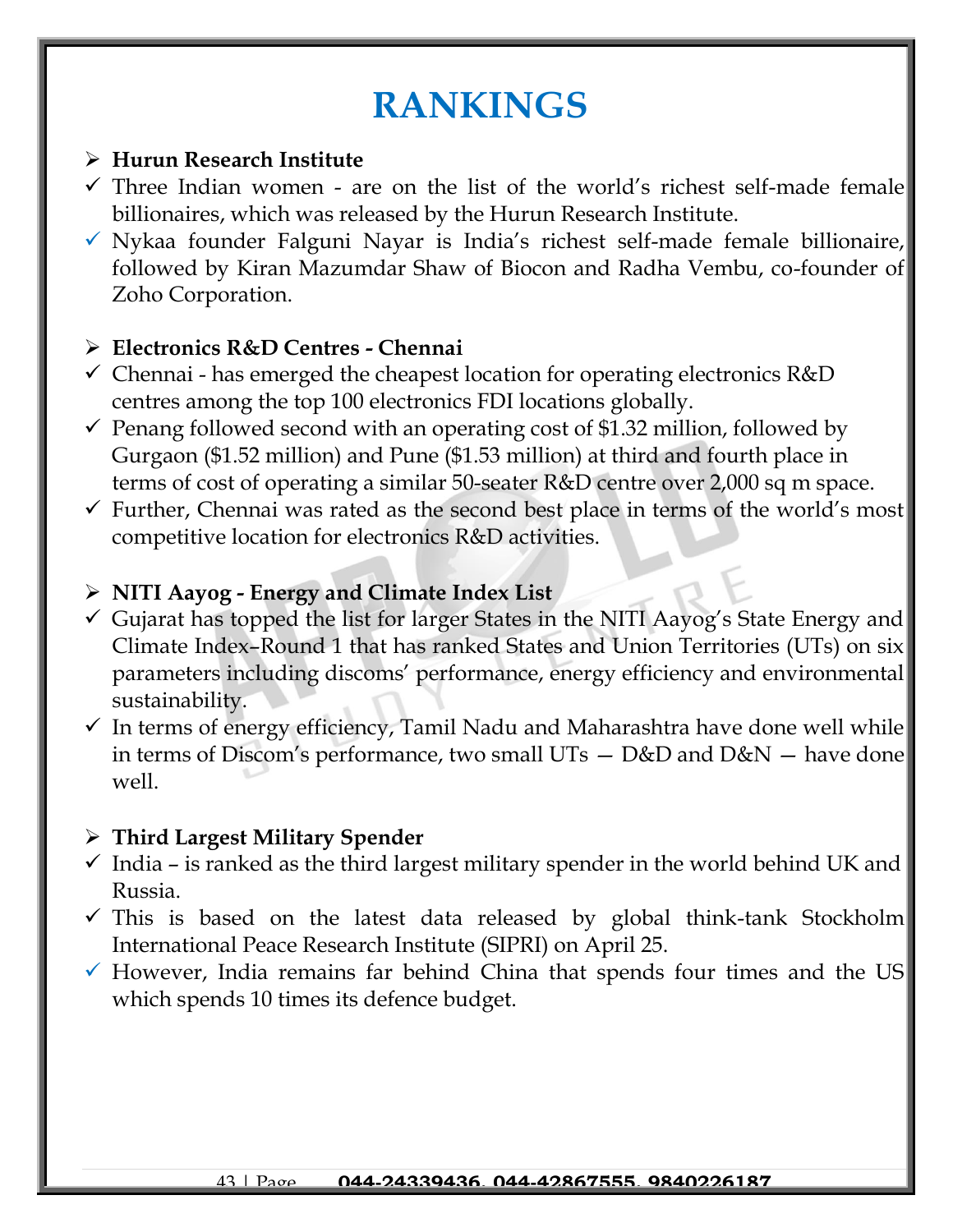# RANKINGS

- **Hurun Research Institute**
  - Three Indian women - are on the list of the world's richest self-made female billionaires, which was released by the Hurun Research Institute.
  - Nykaa founder Falguni Nayar is India's richest self-made female billionaire, followed by Kiran Mazumdar Shaw of Biocon and Radha Vembu, co-founder of Zoho Corporation.

- **Electronics R&D Centres - Chennai**
  - Chennai - has emerged the cheapest location for operating electronics R&D centres among the top 100 electronics FDI locations globally.
  - Penang followed second with an operating cost of $1.32 million, followed by Gurgaon ($1.52 million) and Pune ($1.53 million) at third and fourth place in terms of cost of operating a similar 50-seater R&D centre over 2,000 sq m space.
  - Further, Chennai was rated as the second best place in terms of the world's most competitive location for electronics R&D activities.

- **NITI Aayog - Energy and Climate Index List**
  - Gujarat has topped the list for larger States in the NITI Aayog's State Energy and Climate Index–Round 1 that has ranked States and Union Territories (UTs) on six parameters including discoms' performance, energy efficiency and environmental sustainability.
  - In terms of energy efficiency, Tamil Nadu and Maharashtra have done well while in terms of Discom's performance, two small UTs — D&D and D&N — have done well.

- **Third Largest Military Spender**
  - India – is ranked as the third largest military spender in the world behind UK and Russia.
  - This is based on the latest data released by global think-tank Stockholm International Peace Research Institute (SIPRI) on April 25.
  - However, India remains far behind China that spends four times and the US which spends 10 times its defence budget.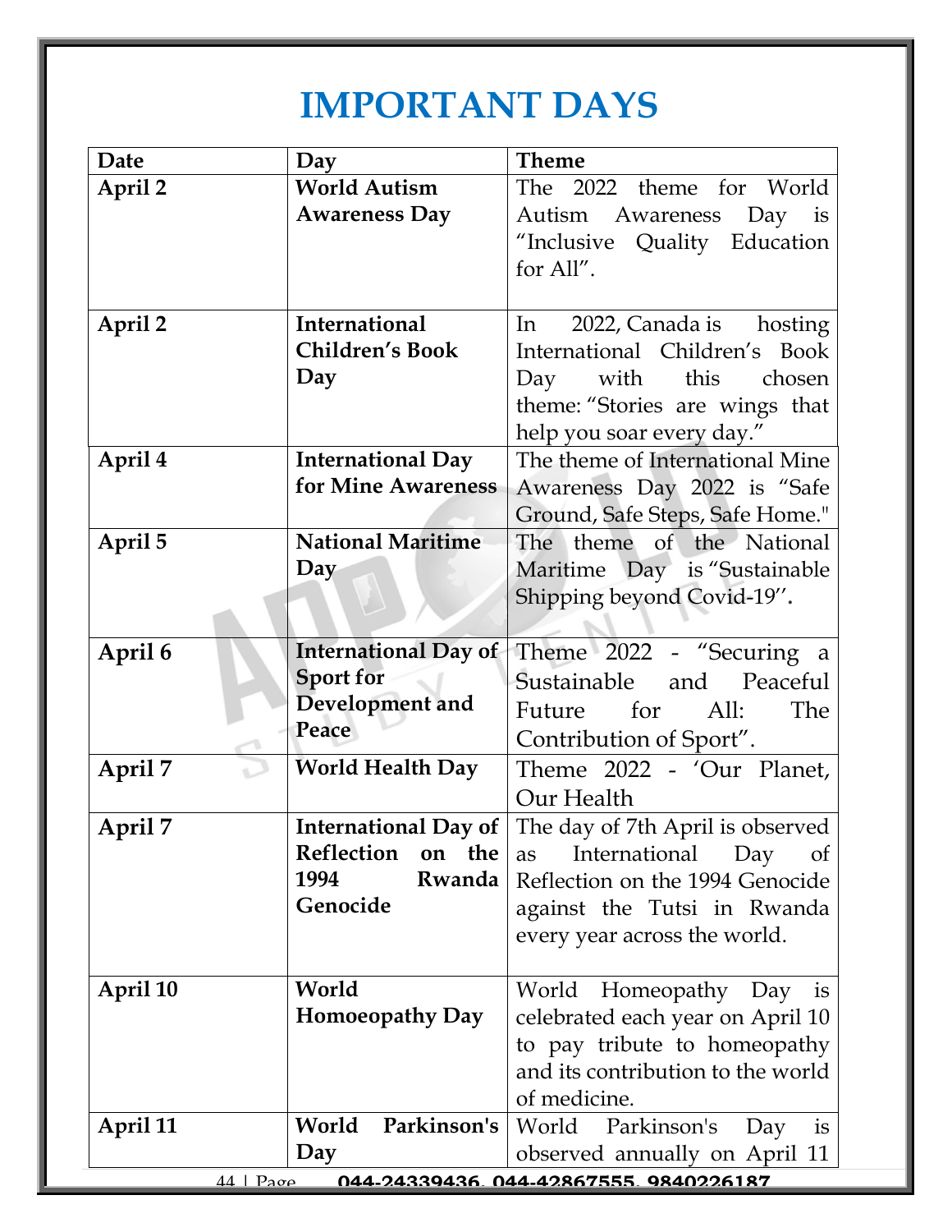# IMPORTANT DAYS

| Date | Day | Theme |
| --- | --- | --- |
| **April 2** | **World Autism Awareness Day** | The 2022 theme for World Autism Awareness Day is "Inclusive Quality Education for All". |
| **April 2** | **International Children's Book Day** | In 2022, Canada is hosting International Children's Book Day with this chosen theme: "Stories are wings that help you soar every day." |
| **April 4** | **International Day for Mine Awareness** | The theme of International Mine Awareness Day 2022 is "Safe Ground, Safe Steps, Safe Home." |
| **April 5** | **National Maritime Day** | The theme of the National Maritime Day is "Sustainable Shipping beyond Covid-19". |
| **April 6** | **International Day of Sport for Development and Peace** | Theme 2022 - "Securing a Sustainable and Peaceful Future for All: The Contribution of Sport". |
| **April 7** | **World Health Day** | Theme 2022 - 'Our Planet, Our Health |
| **April 7** | **International Day of Reflection on the 1994 Rwanda Genocide** | The day of 7th April is observed as International Day of Reflection on the 1994 Genocide against the Tutsi in Rwanda every year across the world. |
| **April 10** | **World Homoeopathy Day** | World Homeopathy Day is celebrated each year on April 10 to pay tribute to homeopathy and its contribution to the world of medicine. |
| **April 11** | **World Parkinson's Day** | World Parkinson's Day is observed annually on April 11 |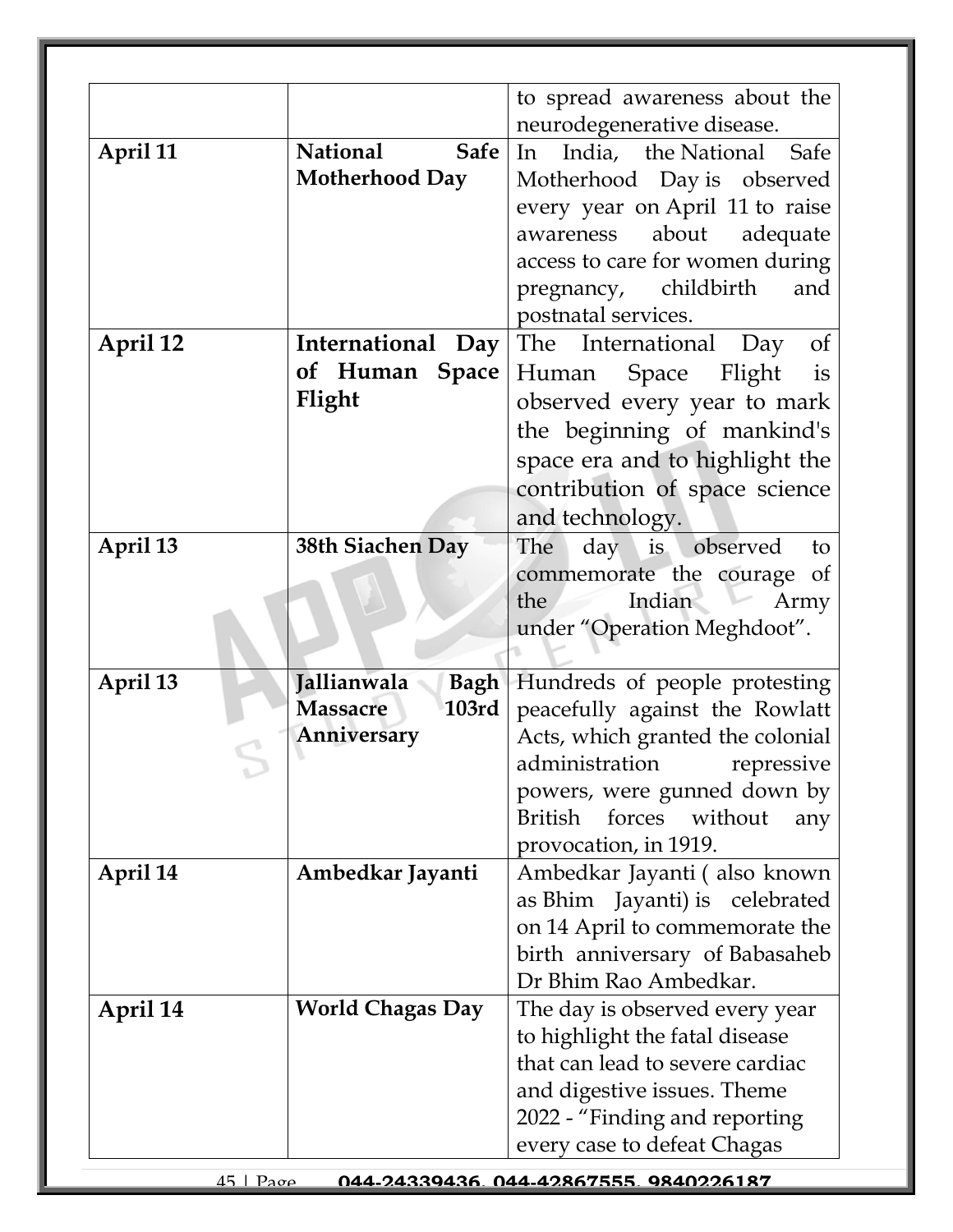| | | |
|---|---|---|
| | | to spread awareness about the neurodegenerative disease. |
| **April 11** | **National Safe Motherhood Day** | In India, the National Safe Motherhood Day is observed every year on April 11 to raise awareness about adequate access to care for women during pregnancy, childbirth and postnatal services. |
| **April 12** | **International Day of Human Space Flight** | The International Day of Human Space Flight is observed every year to mark the beginning of mankind's space era and to highlight the contribution of space science and technology. |
| **April 13** | **38th Siachen Day** | The day is observed to commemorate the courage of the Indian Army under "Operation Meghdoot". |
| **April 13** | **Jallianwala Bagh Massacre 103rd Anniversary** | Hundreds of people protesting peacefully against the Rowlatt Acts, which granted the colonial administration repressive powers, were gunned down by British forces without any provocation, in 1919. |
| **April 14** | **Ambedkar Jayanti** | Ambedkar Jayanti ( also known as Bhim Jayanti) is celebrated on 14 April to commemorate the birth anniversary of Babasaheb Dr Bhim Rao Ambedkar. |
| **April 14** | **World Chagas Day** | The day is observed every year to highlight the fatal disease that can lead to severe cardiac and digestive issues. Theme 2022 - "Finding and reporting every case to defeat Chagas |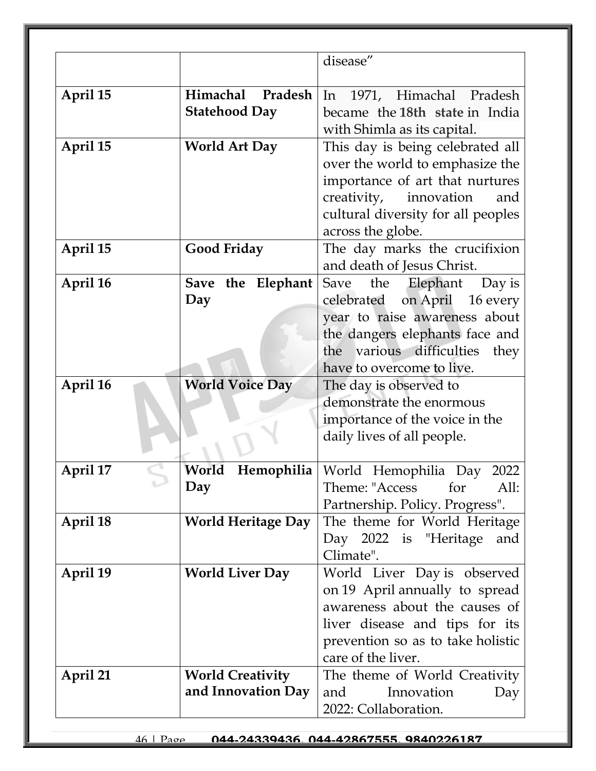| | | disease” |
|---|---|---|
| **April 15** | **Himachal Pradesh Statehood Day** | In 1971, Himachal Pradesh became the **18th state** in India with Shimla as its capital. |
| **April 15** | **World Art Day** | This day is being celebrated all over the world to emphasize the importance of art that nurtures creativity, innovation and cultural diversity for all peoples across the globe. |
| **April 15** | **Good Friday** | The day marks the crucifixion and death of Jesus Christ. |
| **April 16** | **Save the Elephant Day** | Save the Elephant Day is celebrated on April 16 every year to raise awareness about the dangers elephants face and the various difficulties they have to overcome to live. |
| **April 16** | **World Voice Day** | The day is observed to demonstrate the enormous importance of the voice in the daily lives of all people. |
| **April 17** | **World Hemophilia Day** | World Hemophilia Day 2022 Theme: "Access for All: Partnership. Policy. Progress". |
| **April 18** | **World Heritage Day** | The theme for World Heritage Day 2022 is "Heritage and Climate". |
| **April 19** | **World Liver Day** | World Liver Day is observed on 19 April annually to spread awareness about the causes of liver disease and tips for its prevention so as to take holistic care of the liver. |
| **April 21** | **World Creativity and Innovation Day** | The theme of World Creativity and Innovation Day 2022: Collaboration. |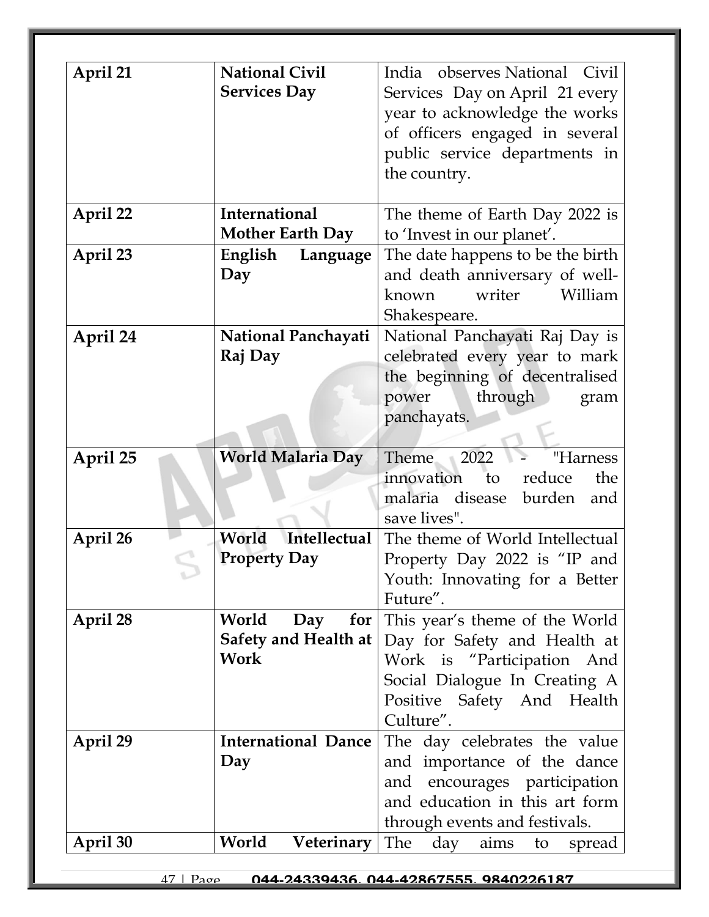| April 21 | **National Civil Services Day** | India observes National Civil Services Day on April 21 every year to acknowledge the works of officers engaged in several public service departments in the country. |
|---|---|---|
| April 22 | **International Mother Earth Day** | The theme of Earth Day 2022 is to 'Invest in our planet'. |
| April 23 | **English Language Day** | The date happens to be the birth and death anniversary of well-known writer William Shakespeare. |
| April 24 | **National Panchayati Raj Day** | National Panchayati Raj Day is celebrated every year to mark the beginning of decentralised power through gram panchayats. |
| April 25 | **World Malaria Day** | Theme 2022 - "Harness innovation to reduce the malaria disease burden and save lives". |
| April 26 | **World Intellectual Property Day** | The theme of World Intellectual Property Day 2022 is "IP and Youth: Innovating for a Better Future". |
| April 28 | **World Day for Safety and Health at Work** | This year's theme of the World Day for Safety and Health at Work is "Participation And Social Dialogue In Creating A Positive Safety And Health Culture". |
| April 29 | **International Dance Day** | The day celebrates the value and importance of the dance and encourages participation and education in this art form through events and festivals. |
| April 30 | **World Veterinary** | The day aims to spread |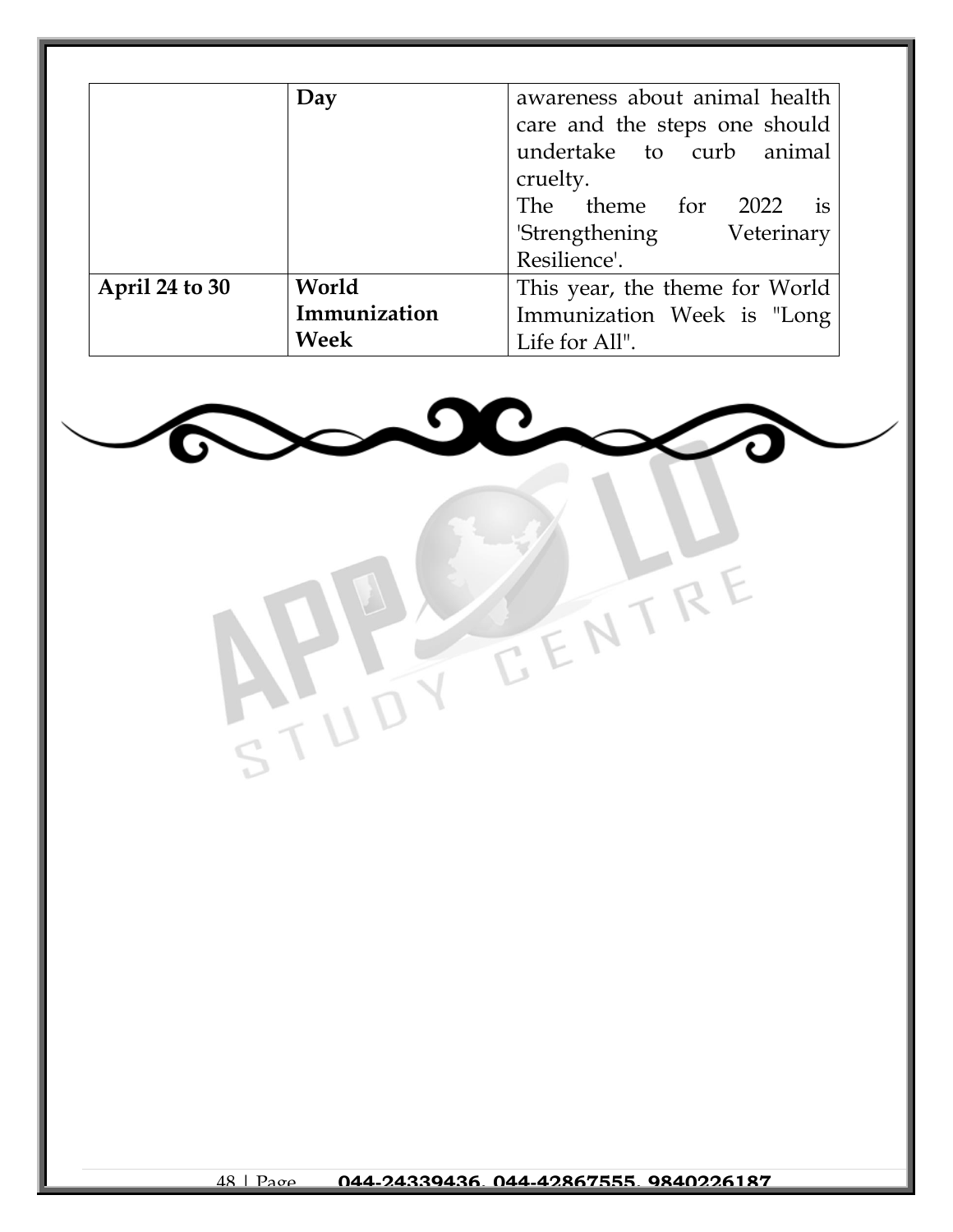| | | |
|---|---|---|
| | **Day** | awareness about animal health care and the steps one should undertake to curb animal cruelty. The theme for 2022 is 'Strengthening Veterinary Resilience'. |
| **April 24 to 30** | **World Immunization Week** | This year, the theme for World Immunization Week is "Long Life for All". |